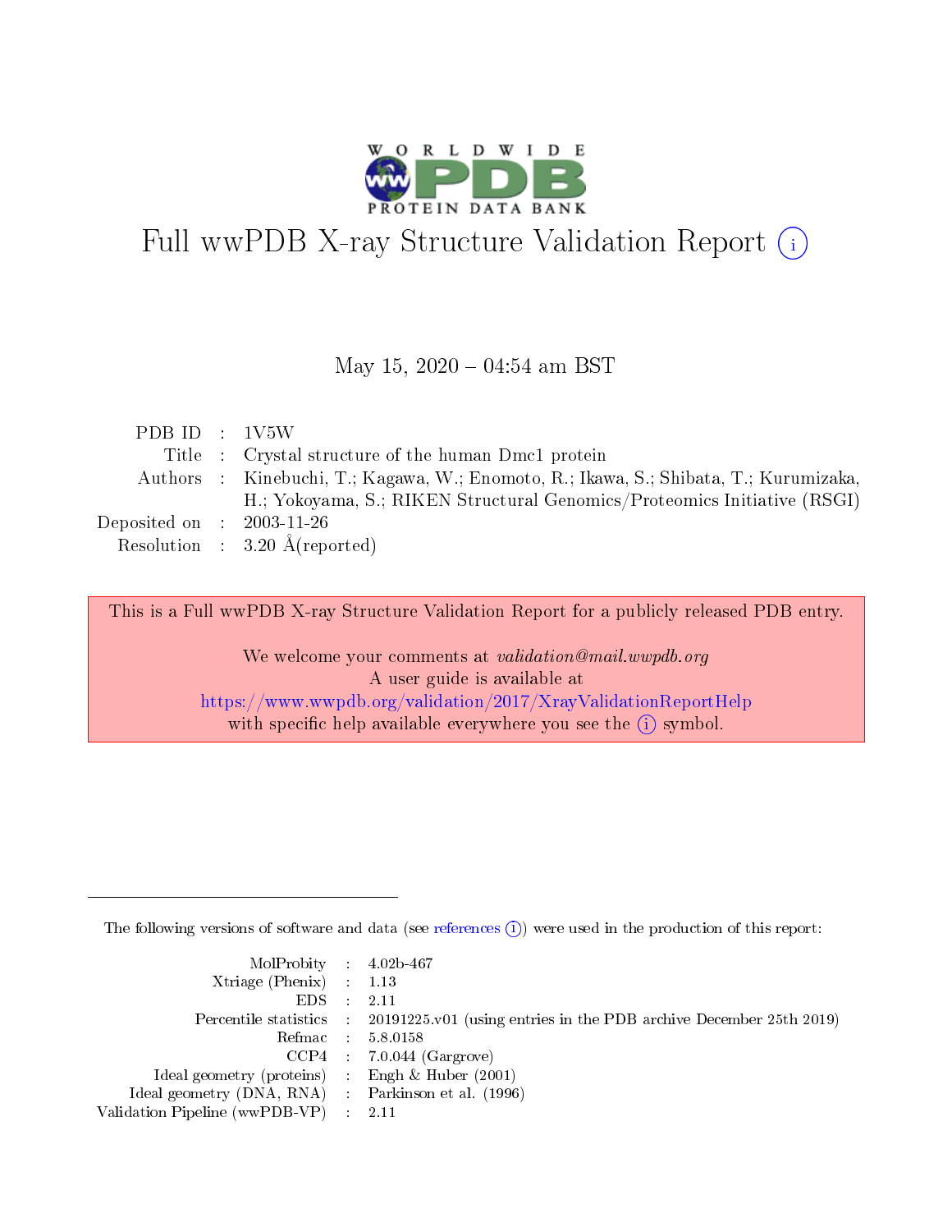# Full wwPDB X-ray Structure Validation Report (i)

May 15, 2020 – 04:54 am BST

| | | |
|---|---|---|
| PDB ID | : | 1V5W |
| Title | : | Crystal structure of the human Dmc1 protein |
| Authors | : | Kinebuchi, T.; Kagawa, W.; Enomoto, R.; Ikawa, S.; Shibata, T.; Kurumizaka, H.; Yokoyama, S.; RIKEN Structural Genomics/Proteomics Initiative (RSGI) |
| Deposited on | : | 2003-11-26 |
| Resolution | : | 3.20 Å(reported) |

This is a Full wwPDB X-ray Structure Validation Report for a publicly released PDB entry.

We welcome your comments at *validation@mail.wwpdb.org*
A user guide is available at
https://www.wwpdb.org/validation/2017/XrayValidationReportHelp
with specific help available everywhere you see the (i) symbol.

The following versions of software and data (see references (i)) were used in the production of this report:

| | | |
|---|---|---|
| MolProbity | : | 4.02b-467 |
| Xtriage (Phenix) | : | 1.13 |
| EDS | : | 2.11 |
| Percentile statistics | : | 20191225.v01 (using entries in the PDB archive December 25th 2019) |
| Refmac | : | 5.8.0158 |
| CCP4 | : | 7.0.044 (Gargrove) |
| Ideal geometry (proteins) | : | Engh & Huber (2001) |
| Ideal geometry (DNA, RNA) | : | Parkinson et al. (1996) |
| Validation Pipeline (wwPDB-VP) | : | 2.11 |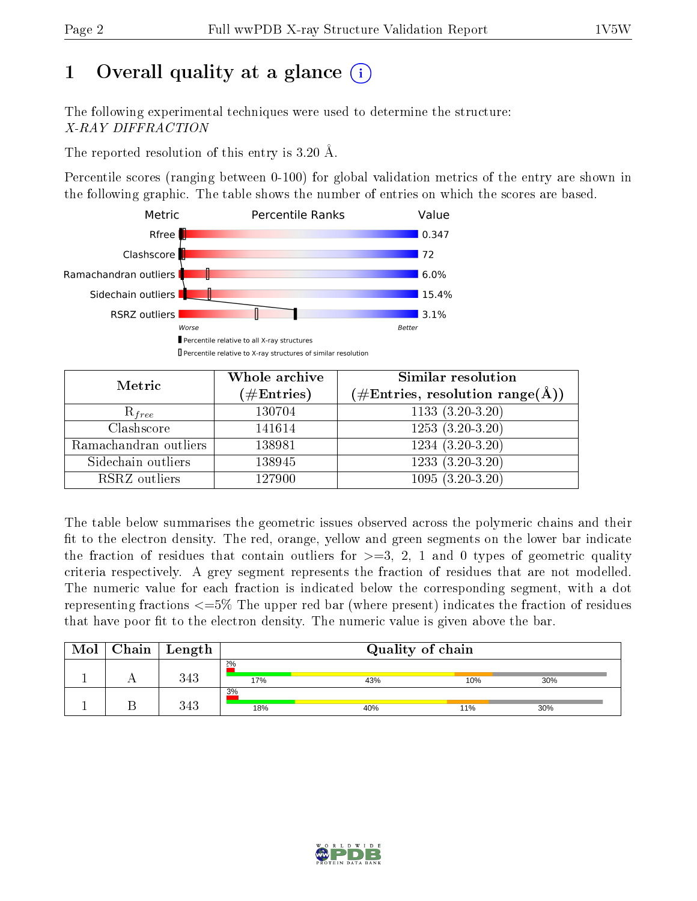# 1 Overall quality at a glance (i)

The following experimental techniques were used to determine the structure:
*X-RAY DIFFRACTION*

The reported resolution of this entry is 3.20 Å.

Percentile scores (ranging between 0-100) for global validation metrics of the entry are shown in the following graphic. The table shows the number of entries on which the scores are based.

| Metric | Value |
|---|---|
| Rfree | 0.347 |
| Clashscore | 72 |
| Ramachandran outliers | 6.0% |
| Sidechain outliers | 15.4% |
| RSRZ outliers | 3.1% |

Worse — Better

■ Percentile relative to all X-ray structures
□ Percentile relative to X-ray structures of similar resolution

| Metric | Whole archive (#Entries) | Similar resolution (#Entries, resolution range(Å)) |
|---|---|---|
| $R_{free}$ | 130704 | 1133 (3.20-3.20) |
| Clashscore | 141614 | 1253 (3.20-3.20) |
| Ramachandran outliers | 138981 | 1234 (3.20-3.20) |
| Sidechain outliers | 138945 | 1233 (3.20-3.20) |
| RSRZ outliers | 127900 | 1095 (3.20-3.20) |

The table below summarises the geometric issues observed across the polymeric chains and their fit to the electron density. The red, orange, yellow and green segments on the lower bar indicate the fraction of residues that contain outliers for >=3, 2, 1 and 0 types of geometric quality criteria respectively. A grey segment represents the fraction of residues that are not modelled. The numeric value for each fraction is indicated below the corresponding segment, with a dot representing fractions <=5% The upper red bar (where present) indicates the fraction of residues that have poor fit to the electron density. The numeric value is given above the bar.

| Mol | Chain | Length | Quality of chain |
|---|---|---|---|
| 1 | A | 343 | 2%; 17%, 43%, 10%, 30% |
| 1 | B | 343 | 3%; 18%, 40%, 11%, 30% |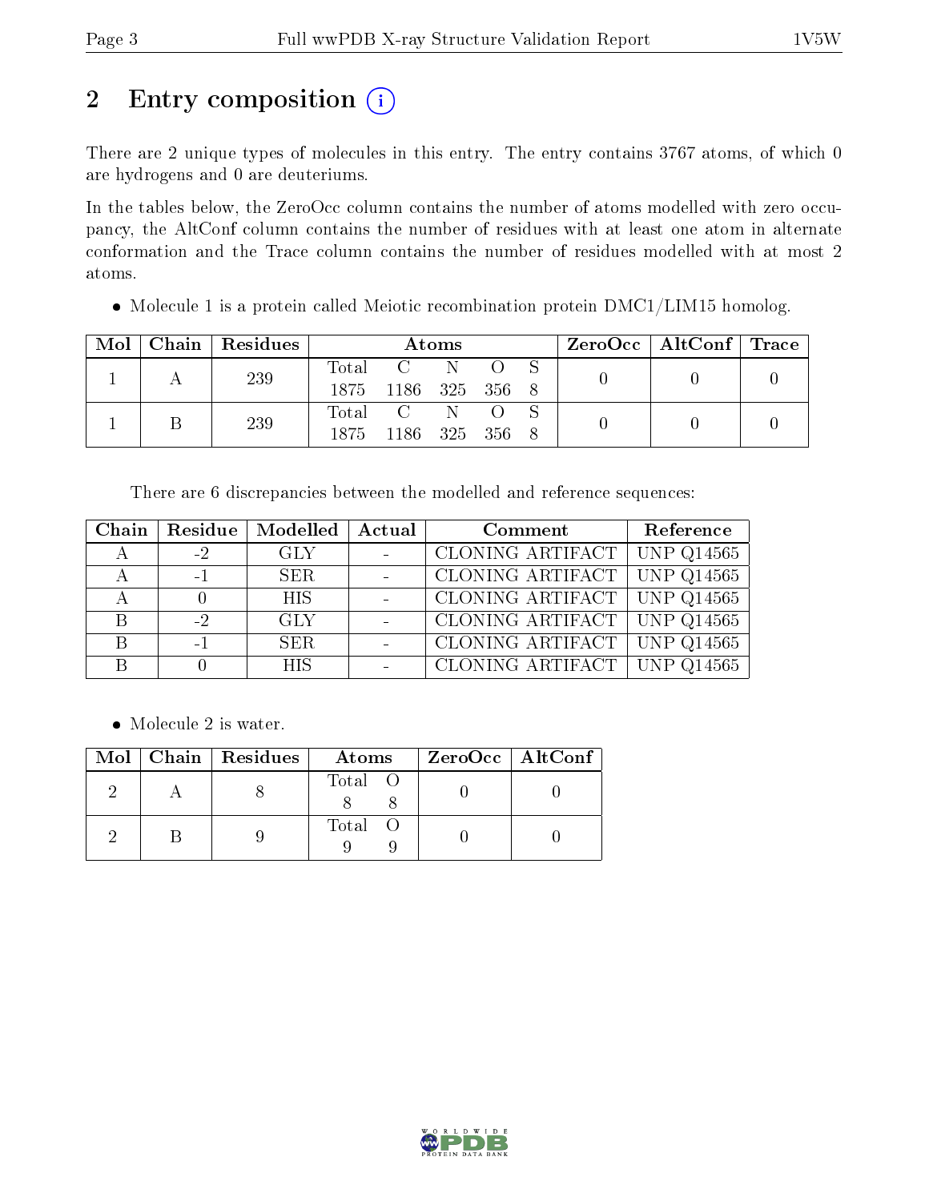# 2 Entry composition (i)

There are 2 unique types of molecules in this entry. The entry contains 3767 atoms, of which 0 are hydrogens and 0 are deuteriums.

In the tables below, the ZeroOcc column contains the number of atoms modelled with zero occupancy, the AltConf column contains the number of residues with at least one atom in alternate conformation and the Trace column contains the number of residues modelled with at most 2 atoms.

- Molecule 1 is a protein called Meiotic recombination protein DMC1/LIM15 homolog.

| Mol | Chain | Residues | Atoms | | | | | ZeroOcc | AltConf | Trace |
|---|---|---|---|---|---|---|---|---|---|---|
| 1 | A | 239 | Total<br>1875 | C<br>1186 | N<br>325 | O<br>356 | S<br>8 | 0 | 0 | 0 |
| 1 | B | 239 | Total<br>1875 | C<br>1186 | N<br>325 | O<br>356 | S<br>8 | 0 | 0 | 0 |

There are 6 discrepancies between the modelled and reference sequences:

| Chain | Residue | Modelled | Actual | Comment | Reference |
|---|---|---|---|---|---|
| A | -2 | GLY | - | CLONING ARTIFACT | UNP Q14565 |
| A | -1 | SER | - | CLONING ARTIFACT | UNP Q14565 |
| A | 0 | HIS | - | CLONING ARTIFACT | UNP Q14565 |
| B | -2 | GLY | - | CLONING ARTIFACT | UNP Q14565 |
| B | -1 | SER | - | CLONING ARTIFACT | UNP Q14565 |
| B | 0 | HIS | - | CLONING ARTIFACT | UNP Q14565 |

- Molecule 2 is water.

| Mol | Chain | Residues | Atoms | | ZeroOcc | AltConf |
|---|---|---|---|---|---|---|
| 2 | A | 8 | Total<br>8 | O<br>8 | 0 | 0 |
| 2 | B | 9 | Total<br>9 | O<br>9 | 0 | 0 |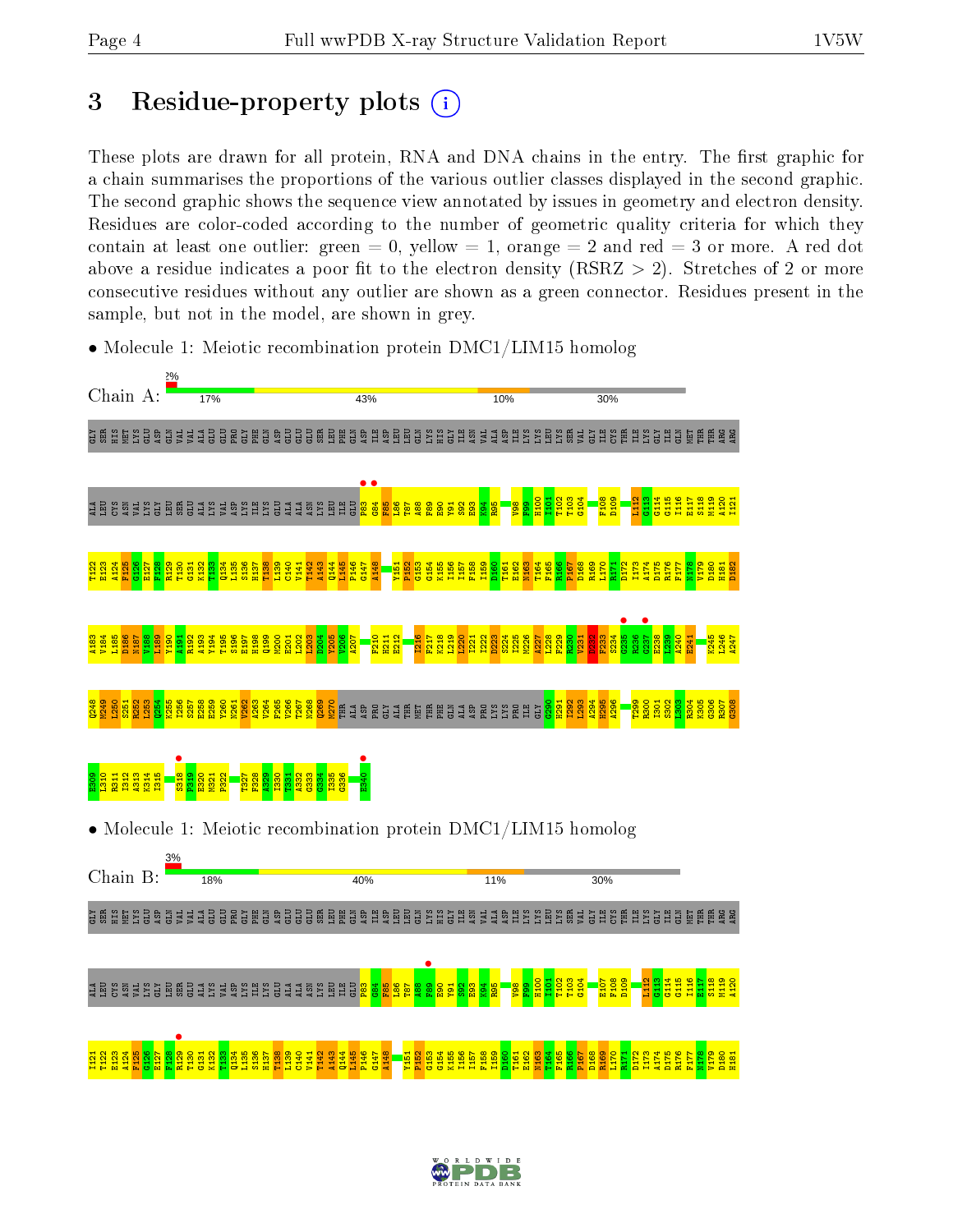# 3 Residue-property plots

These plots are drawn for all protein, RNA and DNA chains in the entry. The first graphic for a chain summarises the proportions of the various outlier classes displayed in the second graphic. The second graphic shows the sequence view annotated by issues in geometry and electron density. Residues are color-coded according to the number of geometric quality criteria for which they contain at least one outlier: green = 0, yellow = 1, orange = 2 and red = 3 or more. A red dot above a residue indicates a poor fit to the electron density (RSRZ > 2). Stretches of 2 or more consecutive residues without any outlier are shown as a green connector. Residues present in the sample, but not in the model, are shown in grey.

- Molecule 1: Meiotic recombination protein DMC1/LIM15 homolog

Chain A: 2% | 17% | 43% | 10% | 30%

GLY SER HIS MET LYS GLU ASP GLN VAL VAL ALA GLU GLU PRO GLY PHE GLN ASP GLU GLU GLU SER LEU PHE GLN ASP ILE ASP LEU LEU GLN LYS HIS GLY ILE ASN VAL ALA ASP ILE LYS LYS LEU LYS SER VAL GLY ILE CYS THR ILE LYS GLY ILE GLN MET THR THR ARG ARG ALA LEU CYS ASN VAL LYS GLY LEU SER GLU ALA LYS VAL ASP LYS ILE LYS GLU ALA ALA ASN LYS LEU ILE GLU P83 G84 F85 L86 T87 A88 F89 E90 Y91 S92 E93 K94 R95 V98 F99 H100 I101 T102 T103 G104 F108 D109 I112 G113 G114 I115 I116 E117 S118 M119 A120 I121

T122 E123 A124 F125 G126 E127 F128 R129 T130 G131 K132 T133 Q134 L135 S136 H137 T138 L139 C140 V141 T142 A143 Q144 L145 P146 G147 A148 Y151 P152 G153 G154 K155 I156 I157 F158 I159 D160 T161 E162 N163 T164 F165 R166 P167 D168 R169 L170 R171 D172 I173 A174 D175 R176 F177 N178 V179 D180 H181 D182

A183 V184 L185 D186 N187 V188 L189 Y190 A191 R192 A193 Y194 T195 S196 E197 H198 Q199 M200 E201 L202 L203 D204 Y205 V206 A207 F210 H211 E212 I216 F217 K218 L219 L220 I221 I222 D223 S224 I225 M226 A227 L228 F229 R230 V231 D232 F233 S234 G235 R236 G237 E238 L239 A240 E241 K245 L246 A247

Q248 M249 L250 S251 R252 L253 Q254 K255 I256 S257 E258 E259 Y260 N261 V262 A263 V264 F265 V266 T267 N268 Q269 M270 THR ALA ASP PRO GLY ALA THR MET THR PHE GLN ALA ASP PRO LYS LYS PRO ILE GLY G290 H291 I292 L293 A294 H295 A296 T299 R300 I301 S302 L303 R304 K305 G306 R307 G308

E309 L310 R311 I312 A313 K314 I315 S318 P319 E320 M321 P322 T327 F328 A329 I330 T331 A332 G333 G334 I335 G336 E340

- Molecule 1: Meiotic recombination protein DMC1/LIM15 homolog

Chain B: 3% | 18% | 40% | 11% | 30%

GLY SER HIS MET LYS GLU ASP GLN VAL VAL ALA GLU GLU PRO GLY PHE GLN ASP GLU GLU GLU SER LEU PHE GLN ASP ILE ASP LEU LEU GLN LYS HIS GLY ILE ASN VAL ALA ASP ILE LYS LYS LEU LYS SER VAL GLY ILE CYS THR ILE LYS GLY ILE GLN MET THR THR ARG ARG ALA LEU CYS ASN VAL LYS GLY LEU SER GLU ALA LYS VAL ASP LYS ILE LYS GLU ALA ALA ASN LYS LEU ILE GLU P83 G84 F85 L86 T87 A88 F89 E90 Y91 S92 E93 K94 R95 V98 F99 H100 I101 T102 T103 G104 E107 F108 D109 L112 G113 G114 I115 I116 E117 S118 M119 A120

I121 T122 E123 A124 F125 G126 E127 F128 R129 T130 G131 K132 T133 Q134 L135 S136 H137 T138 L139 C140 V141 T142 A143 Q144 L145 P146 G147 A148 Y151 P152 G153 G154 K155 I156 I157 F158 I159 D160 T161 E162 N163 T164 F165 R166 P167 D168 R169 L170 R171 D172 I173 A174 D175 R176 F177 N178 V179 D180 H181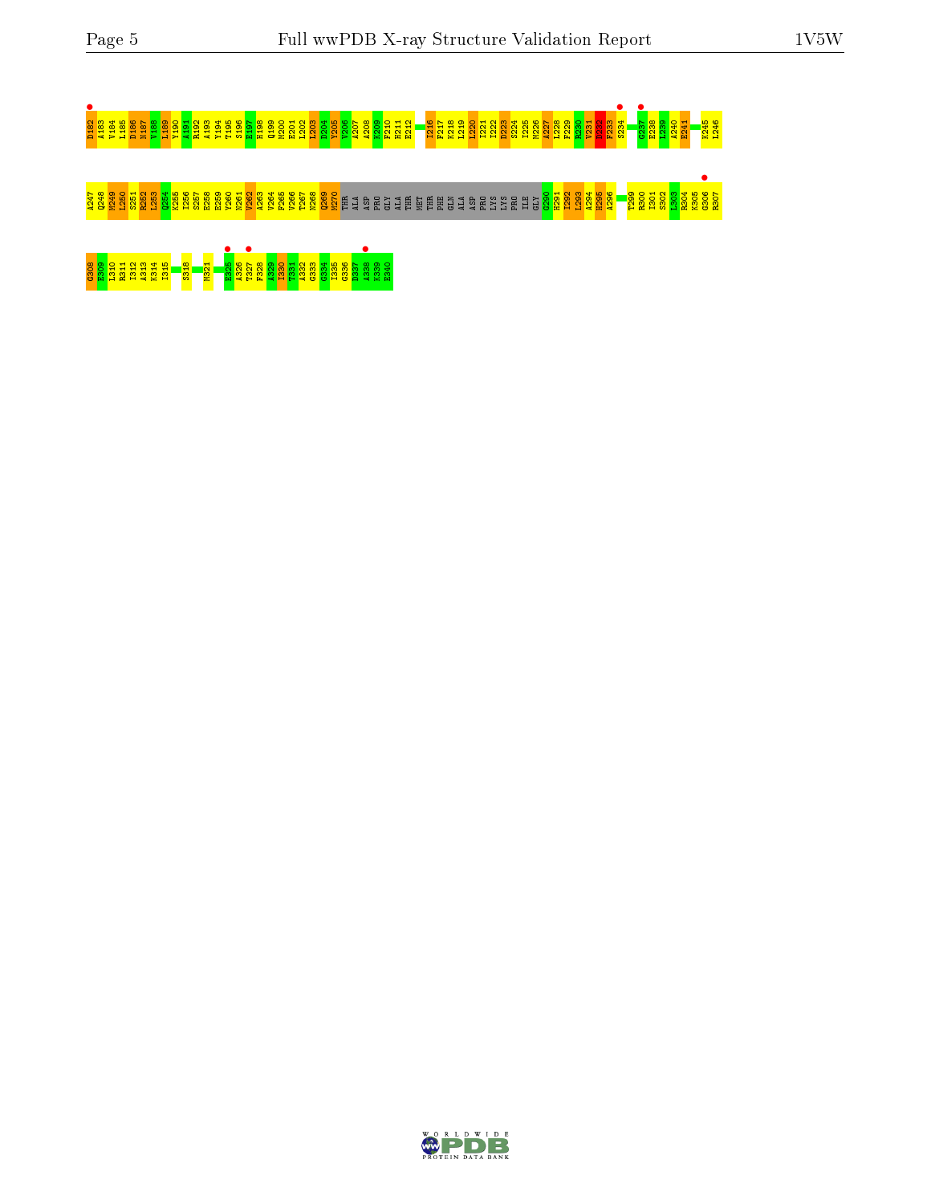D182 A183 V184 L185 D186 N187 V188 L189 Y190 A191 R192 A193 Y194 T195 S196 E197 H198 Q199 M200 E201 L202 L203 D204 V205 V206 A207 A208 K209 F210 H211 E212 I216 F217 K218 L219 L220 I221 I222 D223 S224 I225 M226 A227 L228 F229 R230 V231 D232 F233 S234 G237 E238 L239 A240 E241 K245 L246

A247 Q248 M249 I250 S251 R252 L253 Q254 K255 I256 S257 E258 E259 Y260 N261 V262 A263 V264 F265 V266 T267 N268 Q269 M270 THR ALA ASP PRO GLY ALA THR MET THR PHE GLN ALA ASP PRO LYS LYS PRO ILE GLY G290 H291 I292 L293 A294 H295 A296 T299 R300 I301 S302 L303 R304 K305 G306 R307

G308 E309 L310 R311 I312 A313 K314 I315 S318 M321 K325 A326 T327 F328 A329 I330 T331 A332 G333 G334 I335 G336 D337 A338 K339 E340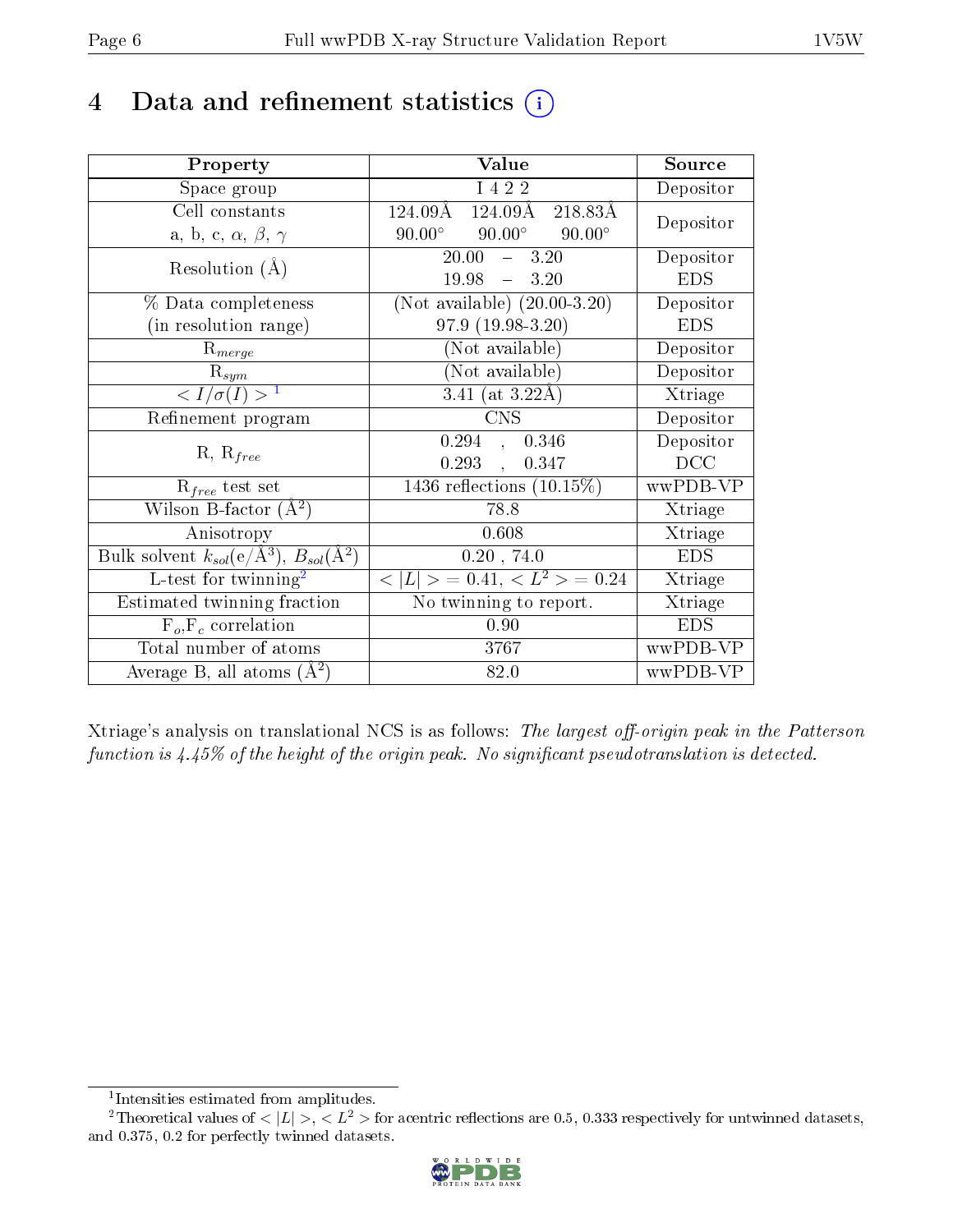# 4 Data and refinement statistics (i)

| Property | Value | Source |
|---|---|---|
| Space group | I 4 2 2 | Depositor |
| Cell constants<br>a, b, c, $\alpha$, $\beta$, $\gamma$ | 124.09Å 124.09Å 218.83Å<br>90.00° 90.00° 90.00° | Depositor |
| Resolution (Å) | 20.00 – 3.20<br>19.98 – 3.20 | Depositor<br>EDS |
| % Data completeness<br>(in resolution range) | (Not available) (20.00-3.20)<br>97.9 (19.98-3.20) | Depositor<br>EDS |
| $R_{merge}$ | (Not available) | Depositor |
| $R_{sym}$ | (Not available) | Depositor |
| $< I/\sigma(I) >$ [1] | 3.41 (at 3.22Å) | Xtriage |
| Refinement program | CNS | Depositor |
| R, $R_{free}$ | 0.294 , 0.346<br>0.293 , 0.347 | Depositor<br>DCC |
| $R_{free}$ test set | 1436 reflections (10.15%) | wwPDB-VP |
| Wilson B-factor (Å$^2$) | 78.8 | Xtriage |
| Anisotropy | 0.608 | Xtriage |
| Bulk solvent $k_{sol}$(e/Å$^3$), $B_{sol}$(Å$^2$) | 0.20 , 74.0 | EDS |
| L-test for twinning[2] | $< \|L\| >$ = 0.41, $< L^2 >$ = 0.24 | Xtriage |
| Estimated twinning fraction | No twinning to report. | Xtriage |
| $F_o$,$F_c$ correlation | 0.90 | EDS |
| Total number of atoms | 3767 | wwPDB-VP |
| Average B, all atoms (Å$^2$) | 82.0 | wwPDB-VP |

Xtriage's analysis on translational NCS is as follows: *The largest off-origin peak in the Patterson function is 4.45% of the height of the origin peak. No significant pseudotranslation is detected.*

[1] Intensities estimated from amplitudes.

[2] Theoretical values of $< |L| >$, $< L^2 >$ for acentric reflections are 0.5, 0.333 respectively for untwinned datasets, and 0.375, 0.2 for perfectly twinned datasets.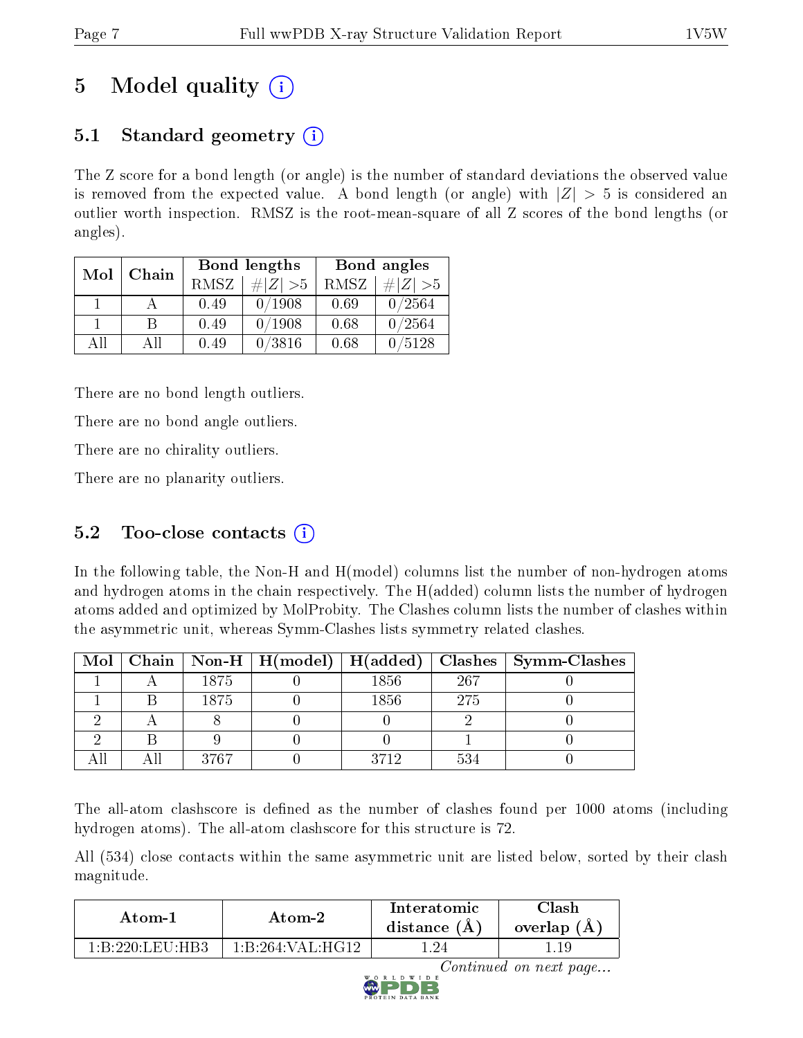# 5 Model quality (i)

## 5.1 Standard geometry (i)

The Z score for a bond length (or angle) is the number of standard deviations the observed value is removed from the expected value. A bond length (or angle) with $|Z| > 5$ is considered an outlier worth inspection. RMSZ is the root-mean-square of all Z scores of the bond lengths (or angles).

| Mol | Chain | Bond lengths | | Bond angles | |
|---|---|---|---|---|---|
| | | RMSZ | #\|Z\| >5 | RMSZ | #\|Z\| >5 |
| 1 | A | 0.49 | 0/1908 | 0.69 | 0/2564 |
| 1 | B | 0.49 | 0/1908 | 0.68 | 0/2564 |
| All | All | 0.49 | 0/3816 | 0.68 | 0/5128 |

There are no bond length outliers.

There are no bond angle outliers.

There are no chirality outliers.

There are no planarity outliers.

## 5.2 Too-close contacts (i)

In the following table, the Non-H and H(model) columns list the number of non-hydrogen atoms and hydrogen atoms in the chain respectively. The H(added) column lists the number of hydrogen atoms added and optimized by MolProbity. The Clashes column lists the number of clashes within the asymmetric unit, whereas Symm-Clashes lists symmetry related clashes.

| Mol | Chain | Non-H | H(model) | H(added) | Clashes | Symm-Clashes |
|---|---|---|---|---|---|---|
| 1 | A | 1875 | 0 | 1856 | 267 | 0 |
| 1 | B | 1875 | 0 | 1856 | 275 | 0 |
| 2 | A | 8 | 0 | 0 | 2 | 0 |
| 2 | B | 9 | 0 | 0 | 1 | 0 |
| All | All | 3767 | 0 | 3712 | 534 | 0 |

The all-atom clashscore is defined as the number of clashes found per 1000 atoms (including hydrogen atoms). The all-atom clashscore for this structure is 72.

All (534) close contacts within the same asymmetric unit are listed below, sorted by their clash magnitude.

| Atom-1 | Atom-2 | Interatomic distance (Å) | Clash overlap (Å) |
|---|---|---|---|
| 1:B:220:LEU:HB3 | 1:B:264:VAL:HG12 | 1.24 | 1.19 |

*Continued on next page...*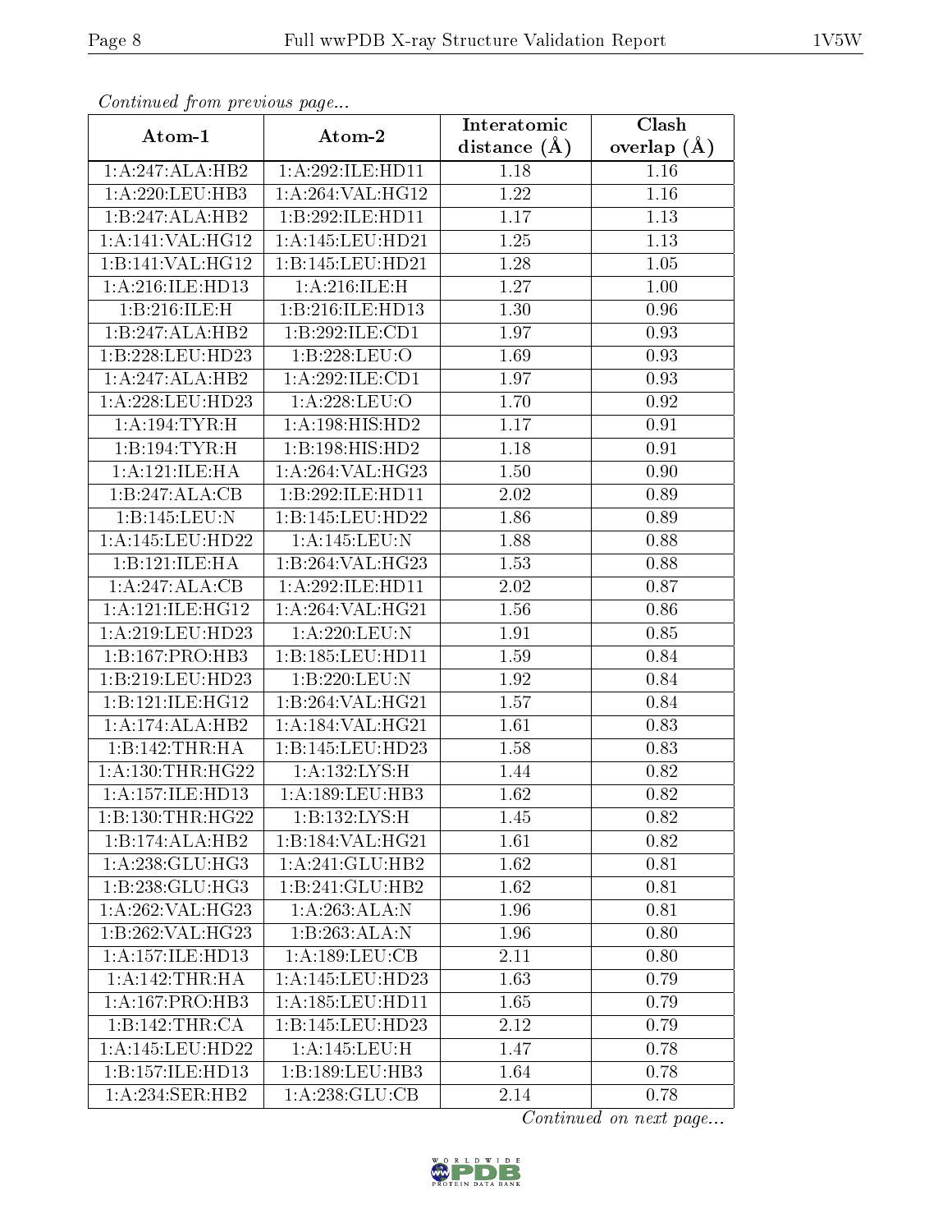*Continued from previous page...*

| Atom-1 | Atom-2 | Interatomic distance (Å) | Clash overlap (Å) |
|---|---|---|---|
| 1:A:247:ALA:HB2 | 1:A:292:ILE:HD11 | 1.18 | 1.16 |
| 1:A:220:LEU:HB3 | 1:A:264:VAL:HG12 | 1.22 | 1.16 |
| 1:B:247:ALA:HB2 | 1:B:292:ILE:HD11 | 1.17 | 1.13 |
| 1:A:141:VAL:HG12 | 1:A:145:LEU:HD21 | 1.25 | 1.13 |
| 1:B:141:VAL:HG12 | 1:B:145:LEU:HD21 | 1.28 | 1.05 |
| 1:A:216:ILE:HD13 | 1:A:216:ILE:H | 1.27 | 1.00 |
| 1:B:216:ILE:H | 1:B:216:ILE:HD13 | 1.30 | 0.96 |
| 1:B:247:ALA:HB2 | 1:B:292:ILE:CD1 | 1.97 | 0.93 |
| 1:B:228:LEU:HD23 | 1:B:228:LEU:O | 1.69 | 0.93 |
| 1:A:247:ALA:HB2 | 1:A:292:ILE:CD1 | 1.97 | 0.93 |
| 1:A:228:LEU:HD23 | 1:A:228:LEU:O | 1.70 | 0.92 |
| 1:A:194:TYR:H | 1:A:198:HIS:HD2 | 1.17 | 0.91 |
| 1:B:194:TYR:H | 1:B:198:HIS:HD2 | 1.18 | 0.91 |
| 1:A:121:ILE:HA | 1:A:264:VAL:HG23 | 1.50 | 0.90 |
| 1:B:247:ALA:CB | 1:B:292:ILE:HD11 | 2.02 | 0.89 |
| 1:B:145:LEU:N | 1:B:145:LEU:HD22 | 1.86 | 0.89 |
| 1:A:145:LEU:HD22 | 1:A:145:LEU:N | 1.88 | 0.88 |
| 1:B:121:ILE:HA | 1:B:264:VAL:HG23 | 1.53 | 0.88 |
| 1:A:247:ALA:CB | 1:A:292:ILE:HD11 | 2.02 | 0.87 |
| 1:A:121:ILE:HG12 | 1:A:264:VAL:HG21 | 1.56 | 0.86 |
| 1:A:219:LEU:HD23 | 1:A:220:LEU:N | 1.91 | 0.85 |
| 1:B:167:PRO:HB3 | 1:B:185:LEU:HD11 | 1.59 | 0.84 |
| 1:B:219:LEU:HD23 | 1:B:220:LEU:N | 1.92 | 0.84 |
| 1:B:121:ILE:HG12 | 1:B:264:VAL:HG21 | 1.57 | 0.84 |
| 1:A:174:ALA:HB2 | 1:A:184:VAL:HG21 | 1.61 | 0.83 |
| 1:B:142:THR:HA | 1:B:145:LEU:HD23 | 1.58 | 0.83 |
| 1:A:130:THR:HG22 | 1:A:132:LYS:H | 1.44 | 0.82 |
| 1:A:157:ILE:HD13 | 1:A:189:LEU:HB3 | 1.62 | 0.82 |
| 1:B:130:THR:HG22 | 1:B:132:LYS:H | 1.45 | 0.82 |
| 1:B:174:ALA:HB2 | 1:B:184:VAL:HG21 | 1.61 | 0.82 |
| 1:A:238:GLU:HG3 | 1:A:241:GLU:HB2 | 1.62 | 0.81 |
| 1:B:238:GLU:HG3 | 1:B:241:GLU:HB2 | 1.62 | 0.81 |
| 1:A:262:VAL:HG23 | 1:A:263:ALA:N | 1.96 | 0.81 |
| 1:B:262:VAL:HG23 | 1:B:263:ALA:N | 1.96 | 0.80 |
| 1:A:157:ILE:HD13 | 1:A:189:LEU:CB | 2.11 | 0.80 |
| 1:A:142:THR:HA | 1:A:145:LEU:HD23 | 1.63 | 0.79 |
| 1:A:167:PRO:HB3 | 1:A:185:LEU:HD11 | 1.65 | 0.79 |
| 1:B:142:THR:CA | 1:B:145:LEU:HD23 | 2.12 | 0.79 |
| 1:A:145:LEU:HD22 | 1:A:145:LEU:H | 1.47 | 0.78 |
| 1:B:157:ILE:HD13 | 1:B:189:LEU:HB3 | 1.64 | 0.78 |
| 1:A:234:SER:HB2 | 1:A:238:GLU:CB | 2.14 | 0.78 |

*Continued on next page...*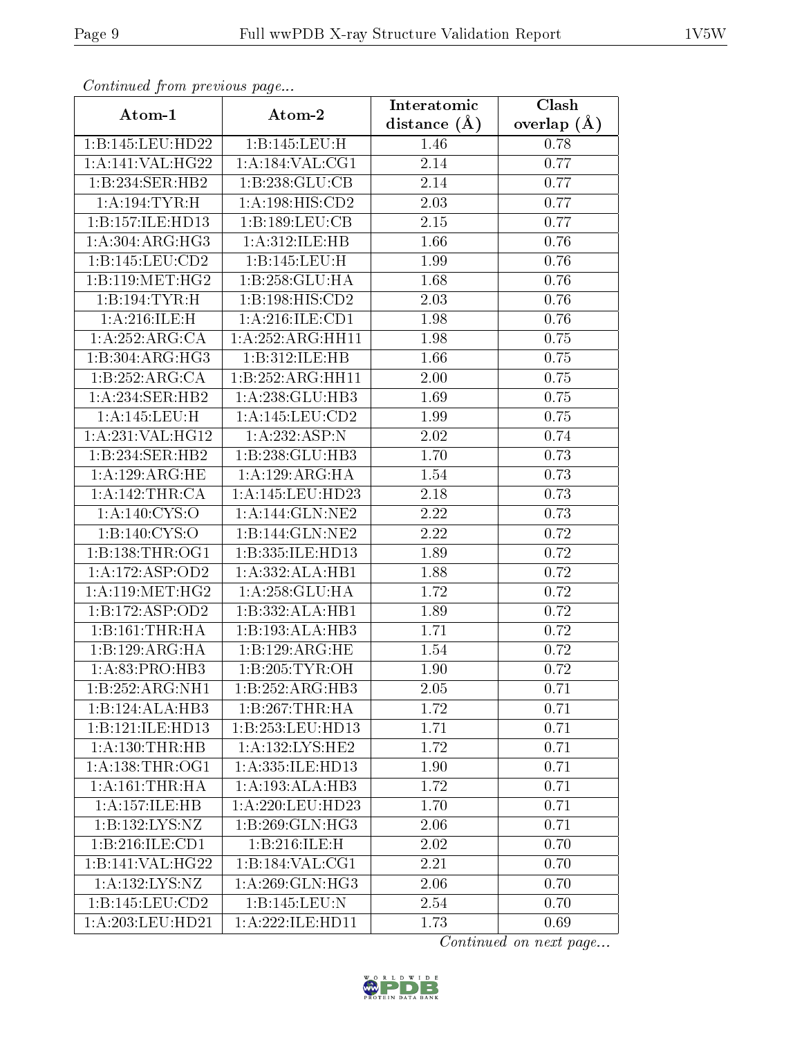*Continued from previous page...*

| Atom-1 | Atom-2 | Interatomic distance (Å) | Clash overlap (Å) |
| --- | --- | --- | --- |
| 1:B:145:LEU:HD22 | 1:B:145:LEU:H | 1.46 | 0.78 |
| 1:A:141:VAL:HG22 | 1:A:184:VAL:CG1 | 2.14 | 0.77 |
| 1:B:234:SER:HB2 | 1:B:238:GLU:CB | 2.14 | 0.77 |
| 1:A:194:TYR:H | 1:A:198:HIS:CD2 | 2.03 | 0.77 |
| 1:B:157:ILE:HD13 | 1:B:189:LEU:CB | 2.15 | 0.77 |
| 1:A:304:ARG:HG3 | 1:A:312:ILE:HB | 1.66 | 0.76 |
| 1:B:145:LEU:CD2 | 1:B:145:LEU:H | 1.99 | 0.76 |
| 1:B:119:MET:HG2 | 1:B:258:GLU:HA | 1.68 | 0.76 |
| 1:B:194:TYR:H | 1:B:198:HIS:CD2 | 2.03 | 0.76 |
| 1:A:216:ILE:H | 1:A:216:ILE:CD1 | 1.98 | 0.76 |
| 1:A:252:ARG:CA | 1:A:252:ARG:HH11 | 1.98 | 0.75 |
| 1:B:304:ARG:HG3 | 1:B:312:ILE:HB | 1.66 | 0.75 |
| 1:B:252:ARG:CA | 1:B:252:ARG:HH11 | 2.00 | 0.75 |
| 1:A:234:SER:HB2 | 1:A:238:GLU:HB3 | 1.69 | 0.75 |
| 1:A:145:LEU:H | 1:A:145:LEU:CD2 | 1.99 | 0.75 |
| 1:A:231:VAL:HG12 | 1:A:232:ASP:N | 2.02 | 0.74 |
| 1:B:234:SER:HB2 | 1:B:238:GLU:HB3 | 1.70 | 0.73 |
| 1:A:129:ARG:HE | 1:A:129:ARG:HA | 1.54 | 0.73 |
| 1:A:142:THR:CA | 1:A:145:LEU:HD23 | 2.18 | 0.73 |
| 1:A:140:CYS:O | 1:A:144:GLN:NE2 | 2.22 | 0.73 |
| 1:B:140:CYS:O | 1:B:144:GLN:NE2 | 2.22 | 0.72 |
| 1:B:138:THR:OG1 | 1:B:335:ILE:HD13 | 1.89 | 0.72 |
| 1:A:172:ASP:OD2 | 1:A:332:ALA:HB1 | 1.88 | 0.72 |
| 1:A:119:MET:HG2 | 1:A:258:GLU:HA | 1.72 | 0.72 |
| 1:B:172:ASP:OD2 | 1:B:332:ALA:HB1 | 1.89 | 0.72 |
| 1:B:161:THR:HA | 1:B:193:ALA:HB3 | 1.71 | 0.72 |
| 1:B:129:ARG:HA | 1:B:129:ARG:HE | 1.54 | 0.72 |
| 1:A:83:PRO:HB3 | 1:B:205:TYR:OH | 1.90 | 0.72 |
| 1:B:252:ARG:NH1 | 1:B:252:ARG:HB3 | 2.05 | 0.71 |
| 1:B:124:ALA:HB3 | 1:B:267:THR:HA | 1.72 | 0.71 |
| 1:B:121:ILE:HD13 | 1:B:253:LEU:HD13 | 1.71 | 0.71 |
| 1:A:130:THR:HB | 1:A:132:LYS:HE2 | 1.72 | 0.71 |
| 1:A:138:THR:OG1 | 1:A:335:ILE:HD13 | 1.90 | 0.71 |
| 1:A:161:THR:HA | 1:A:193:ALA:HB3 | 1.72 | 0.71 |
| 1:A:157:ILE:HB | 1:A:220:LEU:HD23 | 1.70 | 0.71 |
| 1:B:132:LYS:NZ | 1:B:269:GLN:HG3 | 2.06 | 0.71 |
| 1:B:216:ILE:CD1 | 1:B:216:ILE:H | 2.02 | 0.70 |
| 1:B:141:VAL:HG22 | 1:B:184:VAL:CG1 | 2.21 | 0.70 |
| 1:A:132:LYS:NZ | 1:A:269:GLN:HG3 | 2.06 | 0.70 |
| 1:B:145:LEU:CD2 | 1:B:145:LEU:N | 2.54 | 0.70 |
| 1:A:203:LEU:HD21 | 1:A:222:ILE:HD11 | 1.73 | 0.69 |

*Continued on next page...*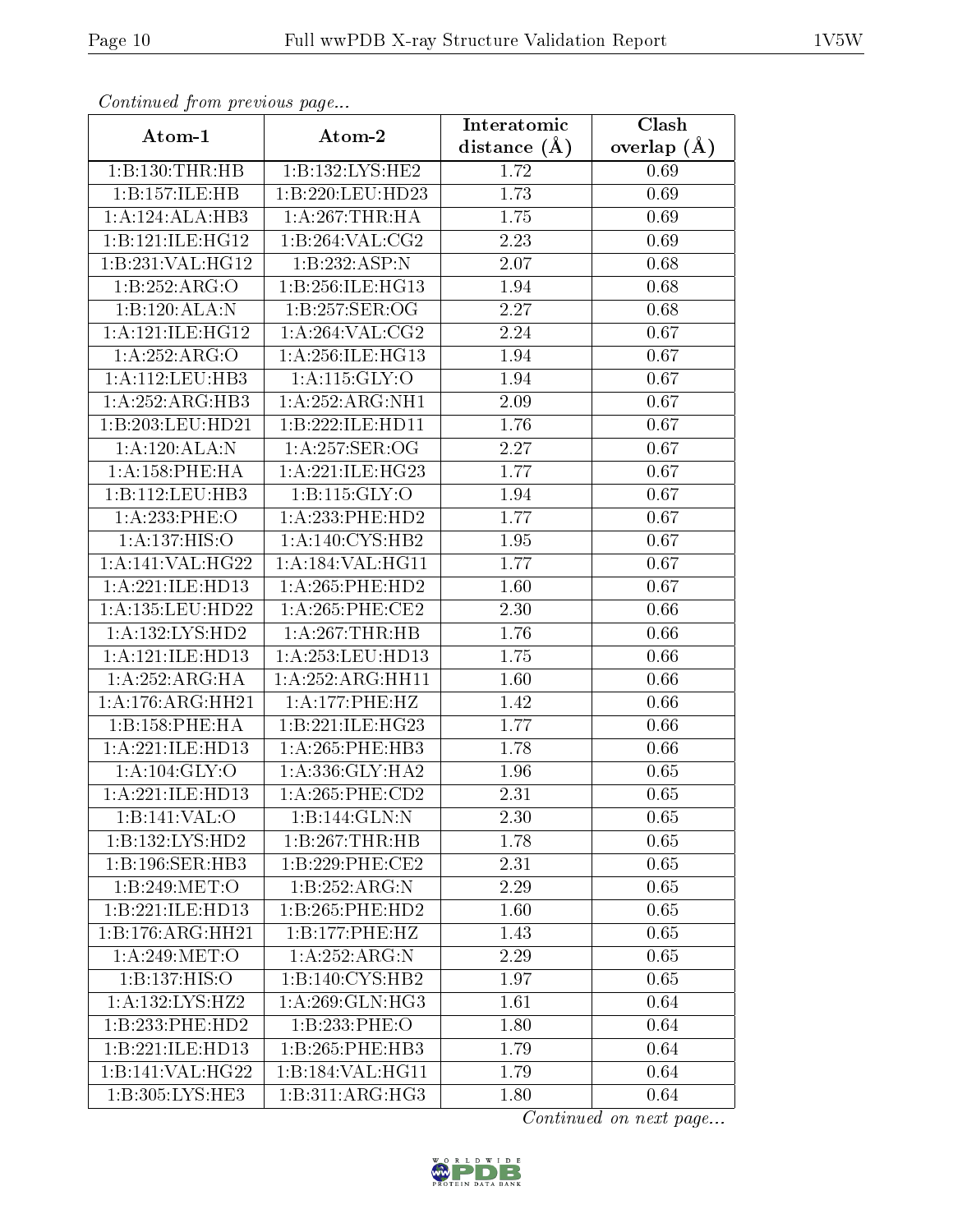*Continued from previous page...*

| Atom-1 | Atom-2 | Interatomic distance (Å) | Clash overlap (Å) |
|---|---|---|---|
| 1:B:130:THR:HB | 1:B:132:LYS:HE2 | 1.72 | 0.69 |
| 1:B:157:ILE:HB | 1:B:220:LEU:HD23 | 1.73 | 0.69 |
| 1:A:124:ALA:HB3 | 1:A:267:THR:HA | 1.75 | 0.69 |
| 1:B:121:ILE:HG12 | 1:B:264:VAL:CG2 | 2.23 | 0.69 |
| 1:B:231:VAL:HG12 | 1:B:232:ASP:N | 2.07 | 0.68 |
| 1:B:252:ARG:O | 1:B:256:ILE:HG13 | 1.94 | 0.68 |
| 1:B:120:ALA:N | 1:B:257:SER:OG | 2.27 | 0.68 |
| 1:A:121:ILE:HG12 | 1:A:264:VAL:CG2 | 2.24 | 0.67 |
| 1:A:252:ARG:O | 1:A:256:ILE:HG13 | 1.94 | 0.67 |
| 1:A:112:LEU:HB3 | 1:A:115:GLY:O | 1.94 | 0.67 |
| 1:A:252:ARG:HB3 | 1:A:252:ARG:NH1 | 2.09 | 0.67 |
| 1:B:203:LEU:HD21 | 1:B:222:ILE:HD11 | 1.76 | 0.67 |
| 1:A:120:ALA:N | 1:A:257:SER:OG | 2.27 | 0.67 |
| 1:A:158:PHE:HA | 1:A:221:ILE:HG23 | 1.77 | 0.67 |
| 1:B:112:LEU:HB3 | 1:B:115:GLY:O | 1.94 | 0.67 |
| 1:A:233:PHE:O | 1:A:233:PHE:HD2 | 1.77 | 0.67 |
| 1:A:137:HIS:O | 1:A:140:CYS:HB2 | 1.95 | 0.67 |
| 1:A:141:VAL:HG22 | 1:A:184:VAL:HG11 | 1.77 | 0.67 |
| 1:A:221:ILE:HD13 | 1:A:265:PHE:HD2 | 1.60 | 0.67 |
| 1:A:135:LEU:HD22 | 1:A:265:PHE:CE2 | 2.30 | 0.66 |
| 1:A:132:LYS:HD2 | 1:A:267:THR:HB | 1.76 | 0.66 |
| 1:A:121:ILE:HD13 | 1:A:253:LEU:HD13 | 1.75 | 0.66 |
| 1:A:252:ARG:HA | 1:A:252:ARG:HH11 | 1.60 | 0.66 |
| 1:A:176:ARG:HH21 | 1:A:177:PHE:HZ | 1.42 | 0.66 |
| 1:B:158:PHE:HA | 1:B:221:ILE:HG23 | 1.77 | 0.66 |
| 1:A:221:ILE:HD13 | 1:A:265:PHE:HB3 | 1.78 | 0.66 |
| 1:A:104:GLY:O | 1:A:336:GLY:HA2 | 1.96 | 0.65 |
| 1:A:221:ILE:HD13 | 1:A:265:PHE:CD2 | 2.31 | 0.65 |
| 1:B:141:VAL:O | 1:B:144:GLN:N | 2.30 | 0.65 |
| 1:B:132:LYS:HD2 | 1:B:267:THR:HB | 1.78 | 0.65 |
| 1:B:196:SER:HB3 | 1:B:229:PHE:CE2 | 2.31 | 0.65 |
| 1:B:249:MET:O | 1:B:252:ARG:N | 2.29 | 0.65 |
| 1:B:221:ILE:HD13 | 1:B:265:PHE:HD2 | 1.60 | 0.65 |
| 1:B:176:ARG:HH21 | 1:B:177:PHE:HZ | 1.43 | 0.65 |
| 1:A:249:MET:O | 1:A:252:ARG:N | 2.29 | 0.65 |
| 1:B:137:HIS:O | 1:B:140:CYS:HB2 | 1.97 | 0.65 |
| 1:A:132:LYS:HZ2 | 1:A:269:GLN:HG3 | 1.61 | 0.64 |
| 1:B:233:PHE:HD2 | 1:B:233:PHE:O | 1.80 | 0.64 |
| 1:B:221:ILE:HD13 | 1:B:265:PHE:HB3 | 1.79 | 0.64 |
| 1:B:141:VAL:HG22 | 1:B:184:VAL:HG11 | 1.79 | 0.64 |
| 1:B:305:LYS:HE3 | 1:B:311:ARG:HG3 | 1.80 | 0.64 |

*Continued on next page...*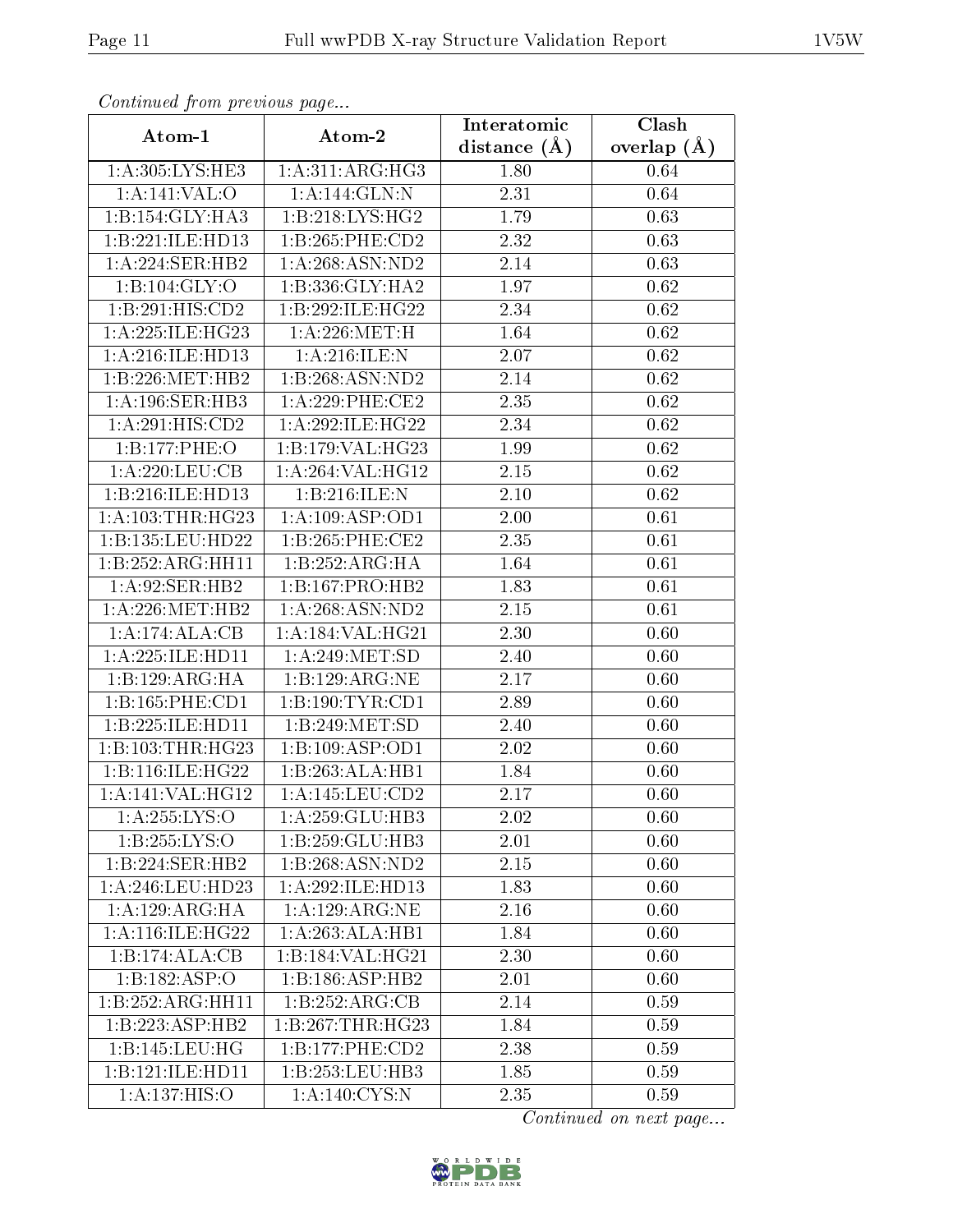*Continued from previous page...*

| Atom-1 | Atom-2 | Interatomic distance (Å) | Clash overlap (Å) |
|---|---|---|---|
| 1:A:305:LYS:HE3 | 1:A:311:ARG:HG3 | 1.80 | 0.64 |
| 1:A:141:VAL:O | 1:A:144:GLN:N | 2.31 | 0.64 |
| 1:B:154:GLY:HA3 | 1:B:218:LYS:HG2 | 1.79 | 0.63 |
| 1:B:221:ILE:HD13 | 1:B:265:PHE:CD2 | 2.32 | 0.63 |
| 1:A:224:SER:HB2 | 1:A:268:ASN:ND2 | 2.14 | 0.63 |
| 1:B:104:GLY:O | 1:B:336:GLY:HA2 | 1.97 | 0.62 |
| 1:B:291:HIS:CD2 | 1:B:292:ILE:HG22 | 2.34 | 0.62 |
| 1:A:225:ILE:HG23 | 1:A:226:MET:H | 1.64 | 0.62 |
| 1:A:216:ILE:HD13 | 1:A:216:ILE:N | 2.07 | 0.62 |
| 1:B:226:MET:HB2 | 1:B:268:ASN:ND2 | 2.14 | 0.62 |
| 1:A:196:SER:HB3 | 1:A:229:PHE:CE2 | 2.35 | 0.62 |
| 1:A:291:HIS:CD2 | 1:A:292:ILE:HG22 | 2.34 | 0.62 |
| 1:B:177:PHE:O | 1:B:179:VAL:HG23 | 1.99 | 0.62 |
| 1:A:220:LEU:CB | 1:A:264:VAL:HG12 | 2.15 | 0.62 |
| 1:B:216:ILE:HD13 | 1:B:216:ILE:N | 2.10 | 0.62 |
| 1:A:103:THR:HG23 | 1:A:109:ASP:OD1 | 2.00 | 0.61 |
| 1:B:135:LEU:HD22 | 1:B:265:PHE:CE2 | 2.35 | 0.61 |
| 1:B:252:ARG:HH11 | 1:B:252:ARG:HA | 1.64 | 0.61 |
| 1:A:92:SER:HB2 | 1:B:167:PRO:HB2 | 1.83 | 0.61 |
| 1:A:226:MET:HB2 | 1:A:268:ASN:ND2 | 2.15 | 0.61 |
| 1:A:174:ALA:CB | 1:A:184:VAL:HG21 | 2.30 | 0.60 |
| 1:A:225:ILE:HD11 | 1:A:249:MET:SD | 2.40 | 0.60 |
| 1:B:129:ARG:HA | 1:B:129:ARG:NE | 2.17 | 0.60 |
| 1:B:165:PHE:CD1 | 1:B:190:TYR:CD1 | 2.89 | 0.60 |
| 1:B:225:ILE:HD11 | 1:B:249:MET:SD | 2.40 | 0.60 |
| 1:B:103:THR:HG23 | 1:B:109:ASP:OD1 | 2.02 | 0.60 |
| 1:B:116:ILE:HG22 | 1:B:263:ALA:HB1 | 1.84 | 0.60 |
| 1:A:141:VAL:HG12 | 1:A:145:LEU:CD2 | 2.17 | 0.60 |
| 1:A:255:LYS:O | 1:A:259:GLU:HB3 | 2.02 | 0.60 |
| 1:B:255:LYS:O | 1:B:259:GLU:HB3 | 2.01 | 0.60 |
| 1:B:224:SER:HB2 | 1:B:268:ASN:ND2 | 2.15 | 0.60 |
| 1:A:246:LEU:HD23 | 1:A:292:ILE:HD13 | 1.83 | 0.60 |
| 1:A:129:ARG:HA | 1:A:129:ARG:NE | 2.16 | 0.60 |
| 1:A:116:ILE:HG22 | 1:A:263:ALA:HB1 | 1.84 | 0.60 |
| 1:B:174:ALA:CB | 1:B:184:VAL:HG21 | 2.30 | 0.60 |
| 1:B:182:ASP:O | 1:B:186:ASP:HB2 | 2.01 | 0.60 |
| 1:B:252:ARG:HH11 | 1:B:252:ARG:CB | 2.14 | 0.59 |
| 1:B:223:ASP:HB2 | 1:B:267:THR:HG23 | 1.84 | 0.59 |
| 1:B:145:LEU:HG | 1:B:177:PHE:CD2 | 2.38 | 0.59 |
| 1:B:121:ILE:HD11 | 1:B:253:LEU:HB3 | 1.85 | 0.59 |
| 1:A:137:HIS:O | 1:A:140:CYS:N | 2.35 | 0.59 |

*Continued on next page...*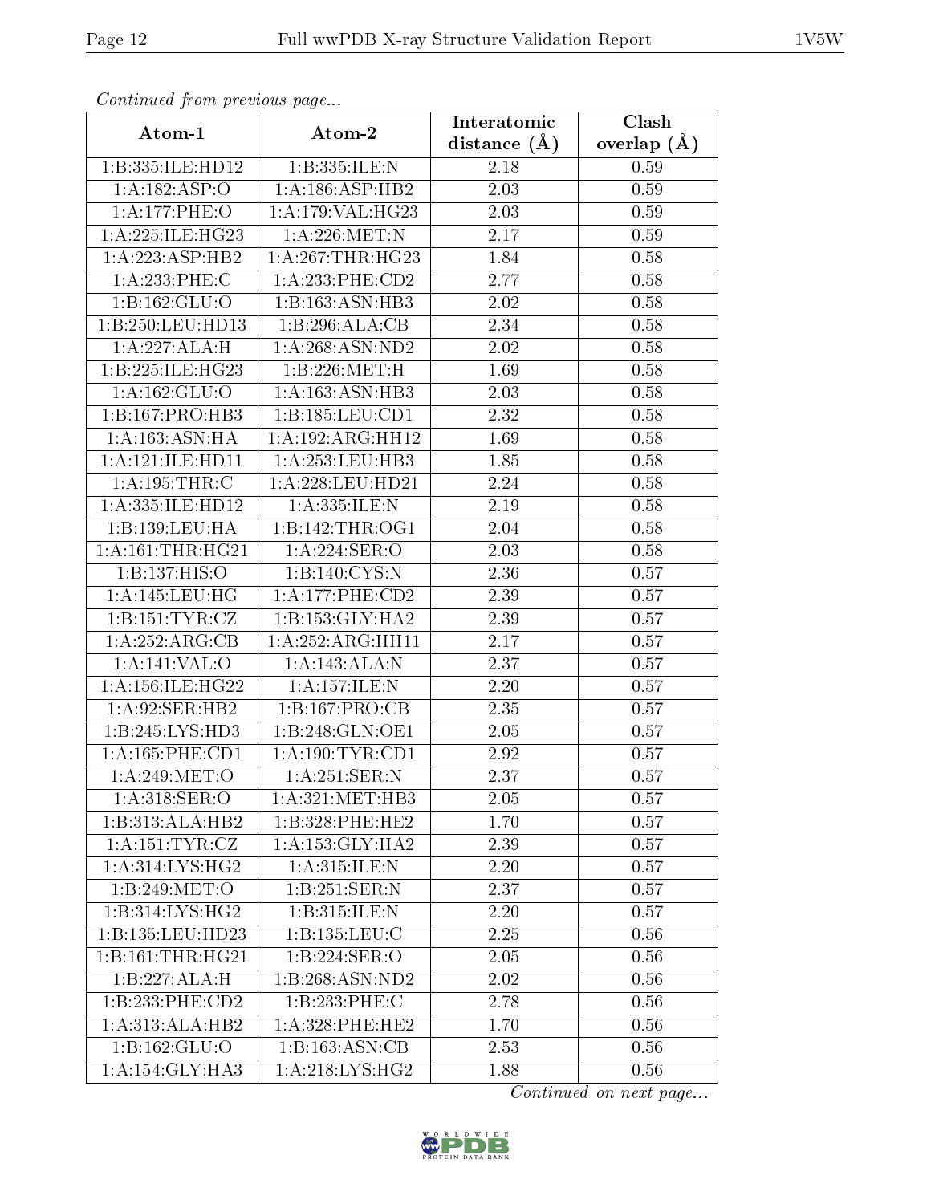*Continued from previous page...*

| Atom-1 | Atom-2 | Interatomic distance (Å) | Clash overlap (Å) |
|---|---|---|---|
| 1:B:335:ILE:HD12 | 1:B:335:ILE:N | 2.18 | 0.59 |
| 1:A:182:ASP:O | 1:A:186:ASP:HB2 | 2.03 | 0.59 |
| 1:A:177:PHE:O | 1:A:179:VAL:HG23 | 2.03 | 0.59 |
| 1:A:225:ILE:HG23 | 1:A:226:MET:N | 2.17 | 0.59 |
| 1:A:223:ASP:HB2 | 1:A:267:THR:HG23 | 1.84 | 0.58 |
| 1:A:233:PHE:C | 1:A:233:PHE:CD2 | 2.77 | 0.58 |
| 1:B:162:GLU:O | 1:B:163:ASN:HB3 | 2.02 | 0.58 |
| 1:B:250:LEU:HD13 | 1:B:296:ALA:CB | 2.34 | 0.58 |
| 1:A:227:ALA:H | 1:A:268:ASN:ND2 | 2.02 | 0.58 |
| 1:B:225:ILE:HG23 | 1:B:226:MET:H | 1.69 | 0.58 |
| 1:A:162:GLU:O | 1:A:163:ASN:HB3 | 2.03 | 0.58 |
| 1:B:167:PRO:HB3 | 1:B:185:LEU:CD1 | 2.32 | 0.58 |
| 1:A:163:ASN:HA | 1:A:192:ARG:HH12 | 1.69 | 0.58 |
| 1:A:121:ILE:HD11 | 1:A:253:LEU:HB3 | 1.85 | 0.58 |
| 1:A:195:THR:C | 1:A:228:LEU:HD21 | 2.24 | 0.58 |
| 1:A:335:ILE:HD12 | 1:A:335:ILE:N | 2.19 | 0.58 |
| 1:B:139:LEU:HA | 1:B:142:THR:OG1 | 2.04 | 0.58 |
| 1:A:161:THR:HG21 | 1:A:224:SER:O | 2.03 | 0.58 |
| 1:B:137:HIS:O | 1:B:140:CYS:N | 2.36 | 0.57 |
| 1:A:145:LEU:HG | 1:A:177:PHE:CD2 | 2.39 | 0.57 |
| 1:B:151:TYR:CZ | 1:B:153:GLY:HA2 | 2.39 | 0.57 |
| 1:A:252:ARG:CB | 1:A:252:ARG:HH11 | 2.17 | 0.57 |
| 1:A:141:VAL:O | 1:A:143:ALA:N | 2.37 | 0.57 |
| 1:A:156:ILE:HG22 | 1:A:157:ILE:N | 2.20 | 0.57 |
| 1:A:92:SER:HB2 | 1:B:167:PRO:CB | 2.35 | 0.57 |
| 1:B:245:LYS:HD3 | 1:B:248:GLN:OE1 | 2.05 | 0.57 |
| 1:A:165:PHE:CD1 | 1:A:190:TYR:CD1 | 2.92 | 0.57 |
| 1:A:249:MET:O | 1:A:251:SER:N | 2.37 | 0.57 |
| 1:A:318:SER:O | 1:A:321:MET:HB3 | 2.05 | 0.57 |
| 1:B:313:ALA:HB2 | 1:B:328:PHE:HE2 | 1.70 | 0.57 |
| 1:A:151:TYR:CZ | 1:A:153:GLY:HA2 | 2.39 | 0.57 |
| 1:A:314:LYS:HG2 | 1:A:315:ILE:N | 2.20 | 0.57 |
| 1:B:249:MET:O | 1:B:251:SER:N | 2.37 | 0.57 |
| 1:B:314:LYS:HG2 | 1:B:315:ILE:N | 2.20 | 0.57 |
| 1:B:135:LEU:HD23 | 1:B:135:LEU:C | 2.25 | 0.56 |
| 1:B:161:THR:HG21 | 1:B:224:SER:O | 2.05 | 0.56 |
| 1:B:227:ALA:H | 1:B:268:ASN:ND2 | 2.02 | 0.56 |
| 1:B:233:PHE:CD2 | 1:B:233:PHE:C | 2.78 | 0.56 |
| 1:A:313:ALA:HB2 | 1:A:328:PHE:HE2 | 1.70 | 0.56 |
| 1:B:162:GLU:O | 1:B:163:ASN:CB | 2.53 | 0.56 |
| 1:A:154:GLY:HA3 | 1:A:218:LYS:HG2 | 1.88 | 0.56 |

*Continued on next page...*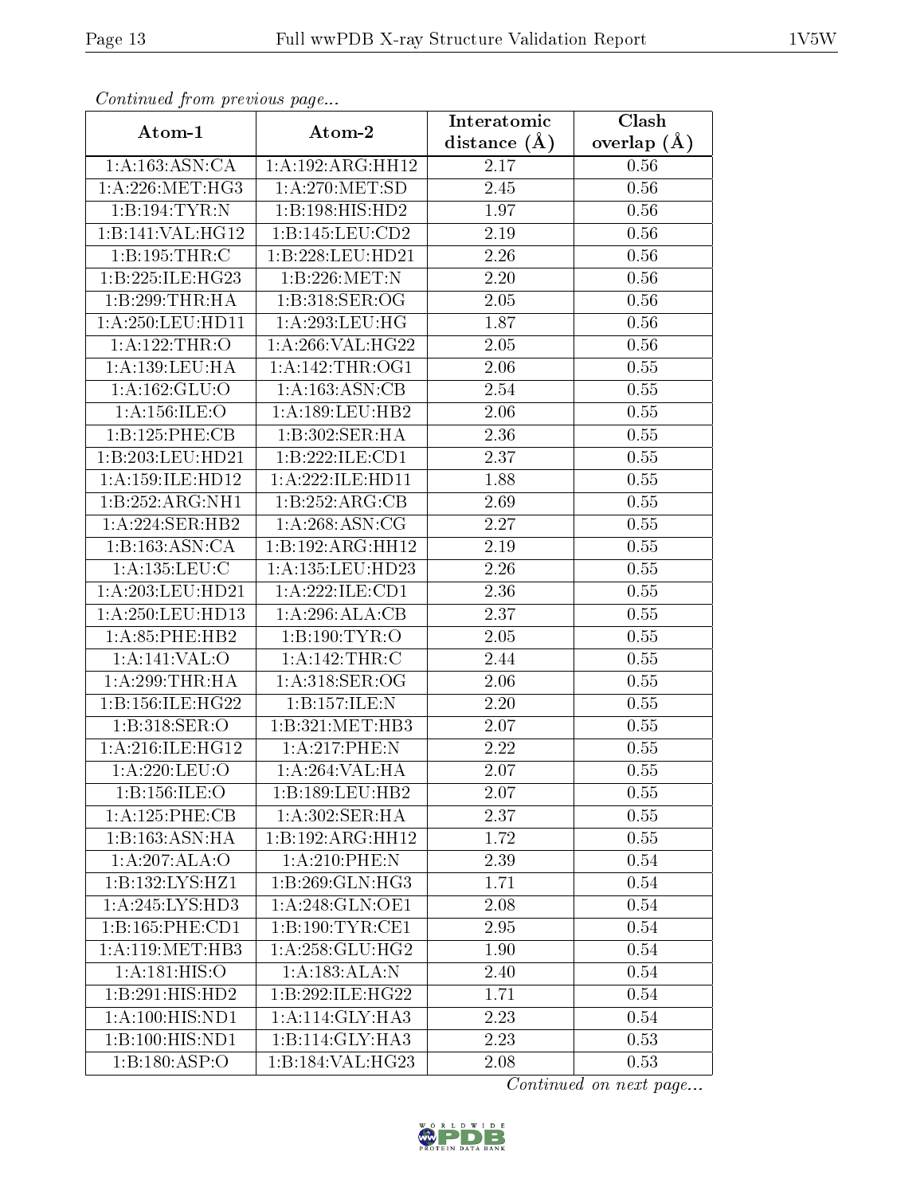*Continued from previous page...*

| Atom-1 | Atom-2 | Interatomic distance (Å) | Clash overlap (Å) |
|---|---|---|---|
| 1:A:163:ASN:CA | 1:A:192:ARG:HH12 | 2.17 | 0.56 |
| 1:A:226:MET:HG3 | 1:A:270:MET:SD | 2.45 | 0.56 |
| 1:B:194:TYR:N | 1:B:198:HIS:HD2 | 1.97 | 0.56 |
| 1:B:141:VAL:HG12 | 1:B:145:LEU:CD2 | 2.19 | 0.56 |
| 1:B:195:THR:C | 1:B:228:LEU:HD21 | 2.26 | 0.56 |
| 1:B:225:ILE:HG23 | 1:B:226:MET:N | 2.20 | 0.56 |
| 1:B:299:THR:HA | 1:B:318:SER:OG | 2.05 | 0.56 |
| 1:A:250:LEU:HD11 | 1:A:293:LEU:HG | 1.87 | 0.56 |
| 1:A:122:THR:O | 1:A:266:VAL:HG22 | 2.05 | 0.56 |
| 1:A:139:LEU:HA | 1:A:142:THR:OG1 | 2.06 | 0.55 |
| 1:A:162:GLU:O | 1:A:163:ASN:CB | 2.54 | 0.55 |
| 1:A:156:ILE:O | 1:A:189:LEU:HB2 | 2.06 | 0.55 |
| 1:B:125:PHE:CB | 1:B:302:SER:HA | 2.36 | 0.55 |
| 1:B:203:LEU:HD21 | 1:B:222:ILE:CD1 | 2.37 | 0.55 |
| 1:A:159:ILE:HD12 | 1:A:222:ILE:HD11 | 1.88 | 0.55 |
| 1:B:252:ARG:NH1 | 1:B:252:ARG:CB | 2.69 | 0.55 |
| 1:A:224:SER:HB2 | 1:A:268:ASN:CG | 2.27 | 0.55 |
| 1:B:163:ASN:CA | 1:B:192:ARG:HH12 | 2.19 | 0.55 |
| 1:A:135:LEU:C | 1:A:135:LEU:HD23 | 2.26 | 0.55 |
| 1:A:203:LEU:HD21 | 1:A:222:ILE:CD1 | 2.36 | 0.55 |
| 1:A:250:LEU:HD13 | 1:A:296:ALA:CB | 2.37 | 0.55 |
| 1:A:85:PHE:HB2 | 1:B:190:TYR:O | 2.05 | 0.55 |
| 1:A:141:VAL:O | 1:A:142:THR:C | 2.44 | 0.55 |
| 1:A:299:THR:HA | 1:A:318:SER:OG | 2.06 | 0.55 |
| 1:B:156:ILE:HG22 | 1:B:157:ILE:N | 2.20 | 0.55 |
| 1:B:318:SER:O | 1:B:321:MET:HB3 | 2.07 | 0.55 |
| 1:A:216:ILE:HG12 | 1:A:217:PHE:N | 2.22 | 0.55 |
| 1:A:220:LEU:O | 1:A:264:VAL:HA | 2.07 | 0.55 |
| 1:B:156:ILE:O | 1:B:189:LEU:HB2 | 2.07 | 0.55 |
| 1:A:125:PHE:CB | 1:A:302:SER:HA | 2.37 | 0.55 |
| 1:B:163:ASN:HA | 1:B:192:ARG:HH12 | 1.72 | 0.55 |
| 1:A:207:ALA:O | 1:A:210:PHE:N | 2.39 | 0.54 |
| 1:B:132:LYS:HZ1 | 1:B:269:GLN:HG3 | 1.71 | 0.54 |
| 1:A:245:LYS:HD3 | 1:A:248:GLN:OE1 | 2.08 | 0.54 |
| 1:B:165:PHE:CD1 | 1:B:190:TYR:CE1 | 2.95 | 0.54 |
| 1:A:119:MET:HB3 | 1:A:258:GLU:HG2 | 1.90 | 0.54 |
| 1:A:181:HIS:O | 1:A:183:ALA:N | 2.40 | 0.54 |
| 1:B:291:HIS:HD2 | 1:B:292:ILE:HG22 | 1.71 | 0.54 |
| 1:A:100:HIS:ND1 | 1:A:114:GLY:HA3 | 2.23 | 0.54 |
| 1:B:100:HIS:ND1 | 1:B:114:GLY:HA3 | 2.23 | 0.53 |
| 1:B:180:ASP:O | 1:B:184:VAL:HG23 | 2.08 | 0.53 |

*Continued on next page...*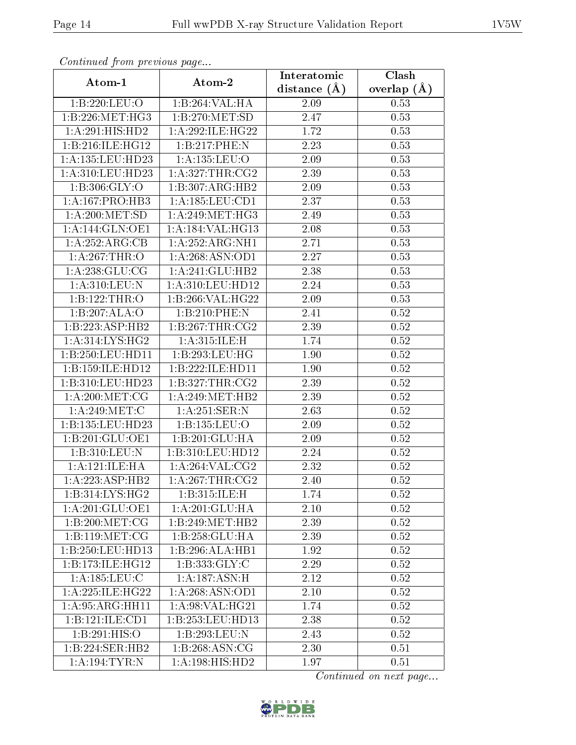*Continued from previous page...*

| Atom-1 | Atom-2 | Interatomic distance (Å) | Clash overlap (Å) |
| --- | --- | --- | --- |
| 1:B:220:LEU:O | 1:B:264:VAL:HA | 2.09 | 0.53 |
| 1:B:226:MET:HG3 | 1:B:270:MET:SD | 2.47 | 0.53 |
| 1:A:291:HIS:HD2 | 1:A:292:ILE:HG22 | 1.72 | 0.53 |
| 1:B:216:ILE:HG12 | 1:B:217:PHE:N | 2.23 | 0.53 |
| 1:A:135:LEU:HD23 | 1:A:135:LEU:O | 2.09 | 0.53 |
| 1:A:310:LEU:HD23 | 1:A:327:THR:CG2 | 2.39 | 0.53 |
| 1:B:306:GLY:O | 1:B:307:ARG:HB2 | 2.09 | 0.53 |
| 1:A:167:PRO:HB3 | 1:A:185:LEU:CD1 | 2.37 | 0.53 |
| 1:A:200:MET:SD | 1:A:249:MET:HG3 | 2.49 | 0.53 |
| 1:A:144:GLN:OE1 | 1:A:184:VAL:HG13 | 2.08 | 0.53 |
| 1:A:252:ARG:CB | 1:A:252:ARG:NH1 | 2.71 | 0.53 |
| 1:A:267:THR:O | 1:A:268:ASN:OD1 | 2.27 | 0.53 |
| 1:A:238:GLU:CG | 1:A:241:GLU:HB2 | 2.38 | 0.53 |
| 1:A:310:LEU:N | 1:A:310:LEU:HD12 | 2.24 | 0.53 |
| 1:B:122:THR:O | 1:B:266:VAL:HG22 | 2.09 | 0.53 |
| 1:B:207:ALA:O | 1:B:210:PHE:N | 2.41 | 0.52 |
| 1:B:223:ASP:HB2 | 1:B:267:THR:CG2 | 2.39 | 0.52 |
| 1:A:314:LYS:HG2 | 1:A:315:ILE:H | 1.74 | 0.52 |
| 1:B:250:LEU:HD11 | 1:B:293:LEU:HG | 1.90 | 0.52 |
| 1:B:159:ILE:HD12 | 1:B:222:ILE:HD11 | 1.90 | 0.52 |
| 1:B:310:LEU:HD23 | 1:B:327:THR:CG2 | 2.39 | 0.52 |
| 1:A:200:MET:CG | 1:A:249:MET:HB2 | 2.39 | 0.52 |
| 1:A:249:MET:C | 1:A:251:SER:N | 2.63 | 0.52 |
| 1:B:135:LEU:HD23 | 1:B:135:LEU:O | 2.09 | 0.52 |
| 1:B:201:GLU:OE1 | 1:B:201:GLU:HA | 2.09 | 0.52 |
| 1:B:310:LEU:N | 1:B:310:LEU:HD12 | 2.24 | 0.52 |
| 1:A:121:ILE:HA | 1:A:264:VAL:CG2 | 2.32 | 0.52 |
| 1:A:223:ASP:HB2 | 1:A:267:THR:CG2 | 2.40 | 0.52 |
| 1:B:314:LYS:HG2 | 1:B:315:ILE:H | 1.74 | 0.52 |
| 1:A:201:GLU:OE1 | 1:A:201:GLU:HA | 2.10 | 0.52 |
| 1:B:200:MET:CG | 1:B:249:MET:HB2 | 2.39 | 0.52 |
| 1:B:119:MET:CG | 1:B:258:GLU:HA | 2.39 | 0.52 |
| 1:B:250:LEU:HD13 | 1:B:296:ALA:HB1 | 1.92 | 0.52 |
| 1:B:173:ILE:HG12 | 1:B:333:GLY:C | 2.29 | 0.52 |
| 1:A:185:LEU:C | 1:A:187:ASN:H | 2.12 | 0.52 |
| 1:A:225:ILE:HG22 | 1:A:268:ASN:OD1 | 2.10 | 0.52 |
| 1:A:95:ARG:HH11 | 1:A:98:VAL:HG21 | 1.74 | 0.52 |
| 1:B:121:ILE:CD1 | 1:B:253:LEU:HD13 | 2.38 | 0.52 |
| 1:B:291:HIS:O | 1:B:293:LEU:N | 2.43 | 0.52 |
| 1:B:224:SER:HB2 | 1:B:268:ASN:CG | 2.30 | 0.51 |
| 1:A:194:TYR:N | 1:A:198:HIS:HD2 | 1.97 | 0.51 |

*Continued on next page...*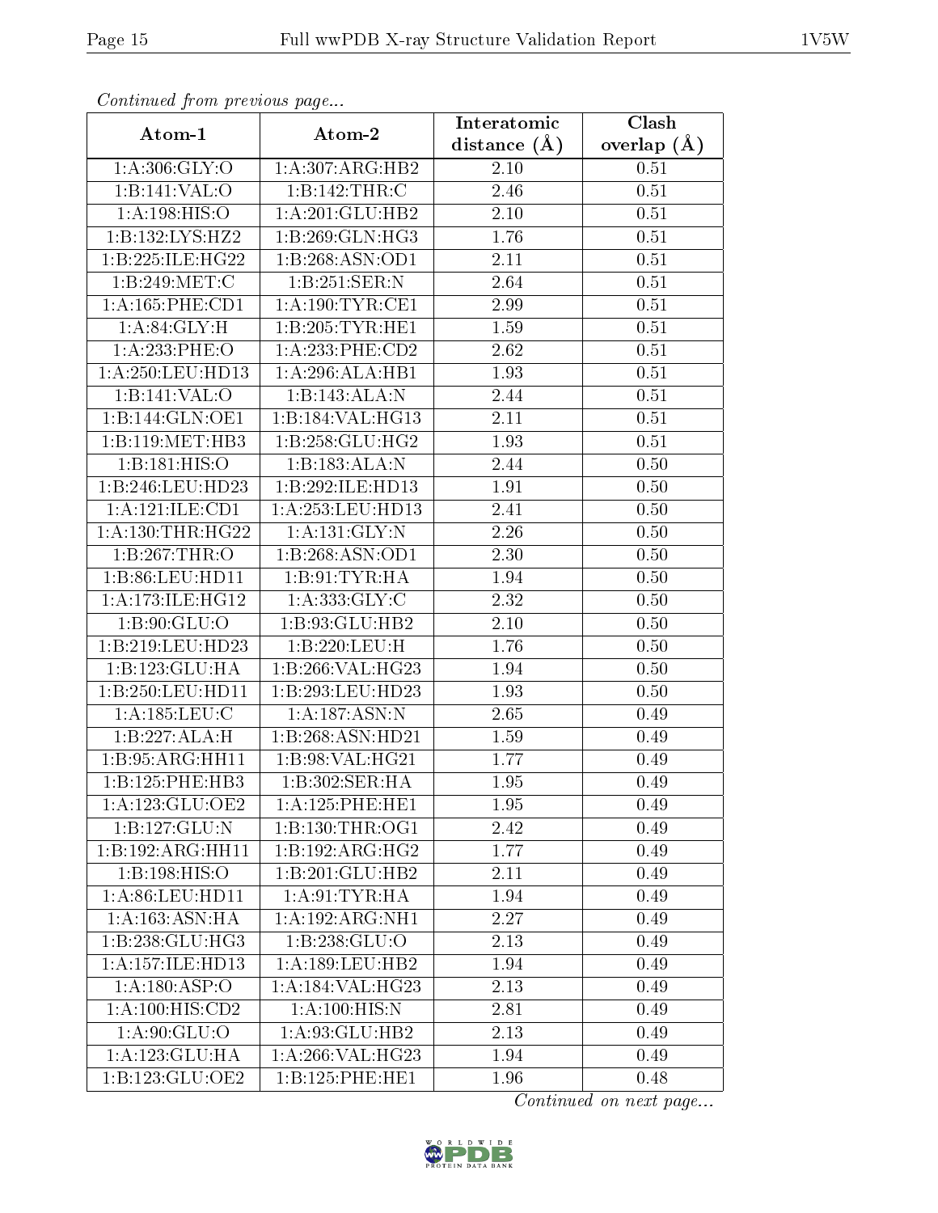*Continued from previous page...*

| Atom-1 | Atom-2 | Interatomic distance (Å) | Clash overlap (Å) |
|---|---|---|---|
| 1:A:306:GLY:O | 1:A:307:ARG:HB2 | 2.10 | 0.51 |
| 1:B:141:VAL:O | 1:B:142:THR:C | 2.46 | 0.51 |
| 1:A:198:HIS:O | 1:A:201:GLU:HB2 | 2.10 | 0.51 |
| 1:B:132:LYS:HZ2 | 1:B:269:GLN:HG3 | 1.76 | 0.51 |
| 1:B:225:ILE:HG22 | 1:B:268:ASN:OD1 | 2.11 | 0.51 |
| 1:B:249:MET:C | 1:B:251:SER:N | 2.64 | 0.51 |
| 1:A:165:PHE:CD1 | 1:A:190:TYR:CE1 | 2.99 | 0.51 |
| 1:A:84:GLY:H | 1:B:205:TYR:HE1 | 1.59 | 0.51 |
| 1:A:233:PHE:O | 1:A:233:PHE:CD2 | 2.62 | 0.51 |
| 1:A:250:LEU:HD13 | 1:A:296:ALA:HB1 | 1.93 | 0.51 |
| 1:B:141:VAL:O | 1:B:143:ALA:N | 2.44 | 0.51 |
| 1:B:144:GLN:OE1 | 1:B:184:VAL:HG13 | 2.11 | 0.51 |
| 1:B:119:MET:HB3 | 1:B:258:GLU:HG2 | 1.93 | 0.51 |
| 1:B:181:HIS:O | 1:B:183:ALA:N | 2.44 | 0.50 |
| 1:B:246:LEU:HD23 | 1:B:292:ILE:HD13 | 1.91 | 0.50 |
| 1:A:121:ILE:CD1 | 1:A:253:LEU:HD13 | 2.41 | 0.50 |
| 1:A:130:THR:HG22 | 1:A:131:GLY:N | 2.26 | 0.50 |
| 1:B:267:THR:O | 1:B:268:ASN:OD1 | 2.30 | 0.50 |
| 1:B:86:LEU:HD11 | 1:B:91:TYR:HA | 1.94 | 0.50 |
| 1:A:173:ILE:HG12 | 1:A:333:GLY:C | 2.32 | 0.50 |
| 1:B:90:GLU:O | 1:B:93:GLU:HB2 | 2.10 | 0.50 |
| 1:B:219:LEU:HD23 | 1:B:220:LEU:H | 1.76 | 0.50 |
| 1:B:123:GLU:HA | 1:B:266:VAL:HG23 | 1.94 | 0.50 |
| 1:B:250:LEU:HD11 | 1:B:293:LEU:HD23 | 1.93 | 0.50 |
| 1:A:185:LEU:C | 1:A:187:ASN:N | 2.65 | 0.49 |
| 1:B:227:ALA:H | 1:B:268:ASN:HD21 | 1.59 | 0.49 |
| 1:B:95:ARG:HH11 | 1:B:98:VAL:HG21 | 1.77 | 0.49 |
| 1:B:125:PHE:HB3 | 1:B:302:SER:HA | 1.95 | 0.49 |
| 1:A:123:GLU:OE2 | 1:A:125:PHE:HE1 | 1.95 | 0.49 |
| 1:B:127:GLU:N | 1:B:130:THR:OG1 | 2.42 | 0.49 |
| 1:B:192:ARG:HH11 | 1:B:192:ARG:HG2 | 1.77 | 0.49 |
| 1:B:198:HIS:O | 1:B:201:GLU:HB2 | 2.11 | 0.49 |
| 1:A:86:LEU:HD11 | 1:A:91:TYR:HA | 1.94 | 0.49 |
| 1:A:163:ASN:HA | 1:A:192:ARG:NH1 | 2.27 | 0.49 |
| 1:B:238:GLU:HG3 | 1:B:238:GLU:O | 2.13 | 0.49 |
| 1:A:157:ILE:HD13 | 1:A:189:LEU:HB2 | 1.94 | 0.49 |
| 1:A:180:ASP:O | 1:A:184:VAL:HG23 | 2.13 | 0.49 |
| 1:A:100:HIS:CD2 | 1:A:100:HIS:N | 2.81 | 0.49 |
| 1:A:90:GLU:O | 1:A:93:GLU:HB2 | 2.13 | 0.49 |
| 1:A:123:GLU:HA | 1:A:266:VAL:HG23 | 1.94 | 0.49 |
| 1:B:123:GLU:OE2 | 1:B:125:PHE:HE1 | 1.96 | 0.48 |

*Continued on next page...*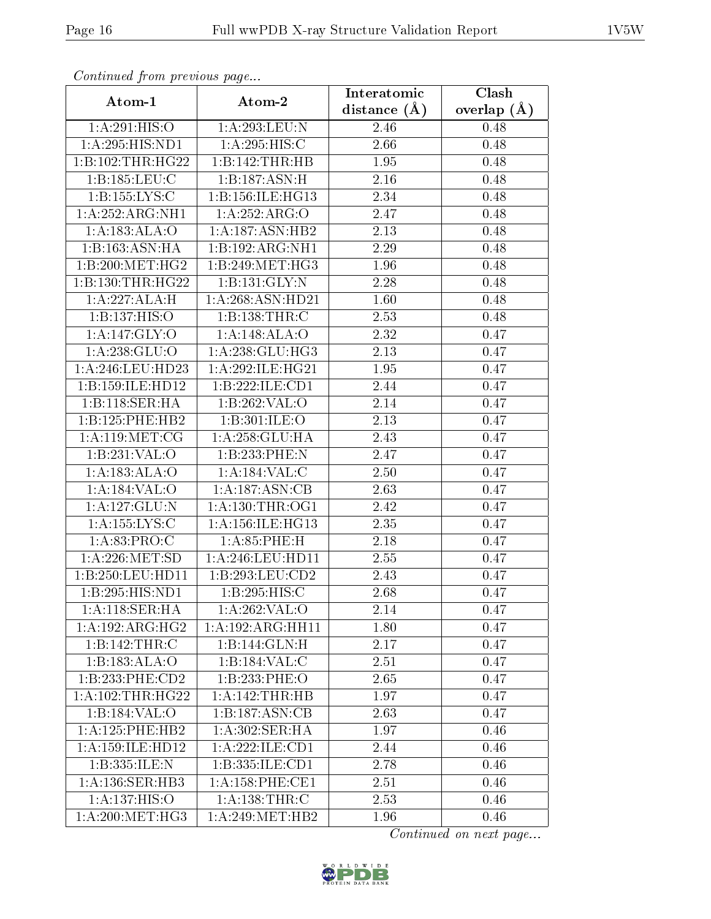*Continued from previous page...*

| Atom-1 | Atom-2 | Interatomic distance (Å) | Clash overlap (Å) |
|---|---|---|---|
| 1:A:291:HIS:O | 1:A:293:LEU:N | 2.46 | 0.48 |
| 1:A:295:HIS:ND1 | 1:A:295:HIS:C | 2.66 | 0.48 |
| 1:B:102:THR:HG22 | 1:B:142:THR:HB | 1.95 | 0.48 |
| 1:B:185:LEU:C | 1:B:187:ASN:H | 2.16 | 0.48 |
| 1:B:155:LYS:C | 1:B:156:ILE:HG13 | 2.34 | 0.48 |
| 1:A:252:ARG:NH1 | 1:A:252:ARG:O | 2.47 | 0.48 |
| 1:A:183:ALA:O | 1:A:187:ASN:HB2 | 2.13 | 0.48 |
| 1:B:163:ASN:HA | 1:B:192:ARG:NH1 | 2.29 | 0.48 |
| 1:B:200:MET:HG2 | 1:B:249:MET:HG3 | 1.96 | 0.48 |
| 1:B:130:THR:HG22 | 1:B:131:GLY:N | 2.28 | 0.48 |
| 1:A:227:ALA:H | 1:A:268:ASN:HD21 | 1.60 | 0.48 |
| 1:B:137:HIS:O | 1:B:138:THR:C | 2.53 | 0.48 |
| 1:A:147:GLY:O | 1:A:148:ALA:O | 2.32 | 0.47 |
| 1:A:238:GLU:O | 1:A:238:GLU:HG3 | 2.13 | 0.47 |
| 1:A:246:LEU:HD23 | 1:A:292:ILE:HG21 | 1.95 | 0.47 |
| 1:B:159:ILE:HD12 | 1:B:222:ILE:CD1 | 2.44 | 0.47 |
| 1:B:118:SER:HA | 1:B:262:VAL:O | 2.14 | 0.47 |
| 1:B:125:PHE:HB2 | 1:B:301:ILE:O | 2.13 | 0.47 |
| 1:A:119:MET:CG | 1:A:258:GLU:HA | 2.43 | 0.47 |
| 1:B:231:VAL:O | 1:B:233:PHE:N | 2.47 | 0.47 |
| 1:A:183:ALA:O | 1:A:184:VAL:C | 2.50 | 0.47 |
| 1:A:184:VAL:O | 1:A:187:ASN:CB | 2.63 | 0.47 |
| 1:A:127:GLU:N | 1:A:130:THR:OG1 | 2.42 | 0.47 |
| 1:A:155:LYS:C | 1:A:156:ILE:HG13 | 2.35 | 0.47 |
| 1:A:83:PRO:C | 1:A:85:PHE:H | 2.18 | 0.47 |
| 1:A:226:MET:SD | 1:A:246:LEU:HD11 | 2.55 | 0.47 |
| 1:B:250:LEU:HD11 | 1:B:293:LEU:CD2 | 2.43 | 0.47 |
| 1:B:295:HIS:ND1 | 1:B:295:HIS:C | 2.68 | 0.47 |
| 1:A:118:SER:HA | 1:A:262:VAL:O | 2.14 | 0.47 |
| 1:A:192:ARG:HG2 | 1:A:192:ARG:HH11 | 1.80 | 0.47 |
| 1:B:142:THR:C | 1:B:144:GLN:H | 2.17 | 0.47 |
| 1:B:183:ALA:O | 1:B:184:VAL:C | 2.51 | 0.47 |
| 1:B:233:PHE:CD2 | 1:B:233:PHE:O | 2.65 | 0.47 |
| 1:A:102:THR:HG22 | 1:A:142:THR:HB | 1.97 | 0.47 |
| 1:B:184:VAL:O | 1:B:187:ASN:CB | 2.63 | 0.47 |
| 1:A:125:PHE:HB2 | 1:A:302:SER:HA | 1.97 | 0.46 |
| 1:A:159:ILE:HD12 | 1:A:222:ILE:CD1 | 2.44 | 0.46 |
| 1:B:335:ILE:N | 1:B:335:ILE:CD1 | 2.78 | 0.46 |
| 1:A:136:SER:HB3 | 1:A:158:PHE:CE1 | 2.51 | 0.46 |
| 1:A:137:HIS:O | 1:A:138:THR:C | 2.53 | 0.46 |
| 1:A:200:MET:HG3 | 1:A:249:MET:HB2 | 1.96 | 0.46 |

*Continued on next page...*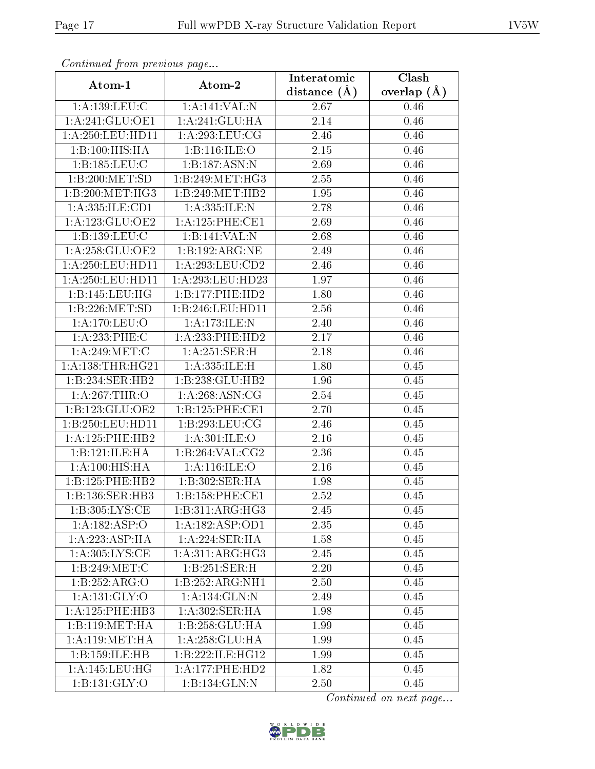*Continued from previous page...*

| Atom-1 | Atom-2 | Interatomic distance (Å) | Clash overlap (Å) |
|---|---|---|---|
| 1:A:139:LEU:C | 1:A:141:VAL:N | 2.67 | 0.46 |
| 1:A:241:GLU:OE1 | 1:A:241:GLU:HA | 2.14 | 0.46 |
| 1:A:250:LEU:HD11 | 1:A:293:LEU:CG | 2.46 | 0.46 |
| 1:B:100:HIS:HA | 1:B:116:ILE:O | 2.15 | 0.46 |
| 1:B:185:LEU:C | 1:B:187:ASN:N | 2.69 | 0.46 |
| 1:B:200:MET:SD | 1:B:249:MET:HG3 | 2.55 | 0.46 |
| 1:B:200:MET:HG3 | 1:B:249:MET:HB2 | 1.95 | 0.46 |
| 1:A:335:ILE:CD1 | 1:A:335:ILE:N | 2.78 | 0.46 |
| 1:A:123:GLU:OE2 | 1:A:125:PHE:CE1 | 2.69 | 0.46 |
| 1:B:139:LEU:C | 1:B:141:VAL:N | 2.68 | 0.46 |
| 1:A:258:GLU:OE2 | 1:B:192:ARG:NE | 2.49 | 0.46 |
| 1:A:250:LEU:HD11 | 1:A:293:LEU:CD2 | 2.46 | 0.46 |
| 1:A:250:LEU:HD11 | 1:A:293:LEU:HD23 | 1.97 | 0.46 |
| 1:B:145:LEU:HG | 1:B:177:PHE:HD2 | 1.80 | 0.46 |
| 1:B:226:MET:SD | 1:B:246:LEU:HD11 | 2.56 | 0.46 |
| 1:A:170:LEU:O | 1:A:173:ILE:N | 2.40 | 0.46 |
| 1:A:233:PHE:C | 1:A:233:PHE:HD2 | 2.17 | 0.46 |
| 1:A:249:MET:C | 1:A:251:SER:H | 2.18 | 0.46 |
| 1:A:138:THR:HG21 | 1:A:335:ILE:H | 1.80 | 0.45 |
| 1:B:234:SER:HB2 | 1:B:238:GLU:HB2 | 1.96 | 0.45 |
| 1:A:267:THR:O | 1:A:268:ASN:CG | 2.54 | 0.45 |
| 1:B:123:GLU:OE2 | 1:B:125:PHE:CE1 | 2.70 | 0.45 |
| 1:B:250:LEU:HD11 | 1:B:293:LEU:CG | 2.46 | 0.45 |
| 1:A:125:PHE:HB2 | 1:A:301:ILE:O | 2.16 | 0.45 |
| 1:B:121:ILE:HA | 1:B:264:VAL:CG2 | 2.36 | 0.45 |
| 1:A:100:HIS:HA | 1:A:116:ILE:O | 2.16 | 0.45 |
| 1:B:125:PHE:HB2 | 1:B:302:SER:HA | 1.98 | 0.45 |
| 1:B:136:SER:HB3 | 1:B:158:PHE:CE1 | 2.52 | 0.45 |
| 1:B:305:LYS:CE | 1:B:311:ARG:HG3 | 2.45 | 0.45 |
| 1:A:182:ASP:O | 1:A:182:ASP:OD1 | 2.35 | 0.45 |
| 1:A:223:ASP:HA | 1:A:224:SER:HA | 1.58 | 0.45 |
| 1:A:305:LYS:CE | 1:A:311:ARG:HG3 | 2.45 | 0.45 |
| 1:B:249:MET:C | 1:B:251:SER:H | 2.20 | 0.45 |
| 1:B:252:ARG:O | 1:B:252:ARG:NH1 | 2.50 | 0.45 |
| 1:A:131:GLY:O | 1:A:134:GLN:N | 2.49 | 0.45 |
| 1:A:125:PHE:HB3 | 1:A:302:SER:HA | 1.98 | 0.45 |
| 1:B:119:MET:HA | 1:B:258:GLU:HA | 1.99 | 0.45 |
| 1:A:119:MET:HA | 1:A:258:GLU:HA | 1.99 | 0.45 |
| 1:B:159:ILE:HB | 1:B:222:ILE:HG12 | 1.99 | 0.45 |
| 1:A:145:LEU:HG | 1:A:177:PHE:HD2 | 1.82 | 0.45 |
| 1:B:131:GLY:O | 1:B:134:GLN:N | 2.50 | 0.45 |

*Continued on next page...*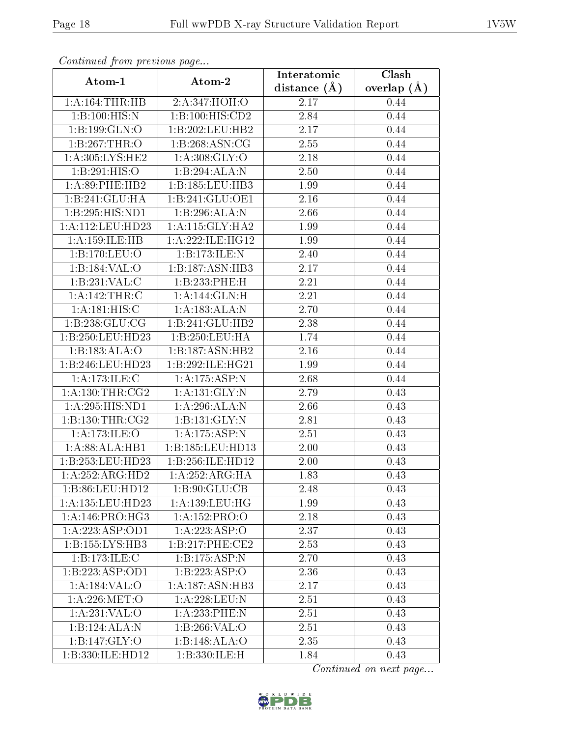*Continued from previous page...*

| Atom-1 | Atom-2 | Interatomic distance (Å) | Clash overlap (Å) |
|---|---|---|---|
| 1:A:164:THR:HB | 2:A:347:HOH:O | 2.17 | 0.44 |
| 1:B:100:HIS:N | 1:B:100:HIS:CD2 | 2.84 | 0.44 |
| 1:B:199:GLN:O | 1:B:202:LEU:HB2 | 2.17 | 0.44 |
| 1:B:267:THR:O | 1:B:268:ASN:CG | 2.55 | 0.44 |
| 1:A:305:LYS:HE2 | 1:A:308:GLY:O | 2.18 | 0.44 |
| 1:B:291:HIS:O | 1:B:294:ALA:N | 2.50 | 0.44 |
| 1:A:89:PHE:HB2 | 1:B:185:LEU:HB3 | 1.99 | 0.44 |
| 1:B:241:GLU:HA | 1:B:241:GLU:OE1 | 2.16 | 0.44 |
| 1:B:295:HIS:ND1 | 1:B:296:ALA:N | 2.66 | 0.44 |
| 1:A:112:LEU:HD23 | 1:A:115:GLY:HA2 | 1.99 | 0.44 |
| 1:A:159:ILE:HB | 1:A:222:ILE:HG12 | 1.99 | 0.44 |
| 1:B:170:LEU:O | 1:B:173:ILE:N | 2.40 | 0.44 |
| 1:B:184:VAL:O | 1:B:187:ASN:HB3 | 2.17 | 0.44 |
| 1:B:231:VAL:C | 1:B:233:PHE:H | 2.21 | 0.44 |
| 1:A:142:THR:C | 1:A:144:GLN:H | 2.21 | 0.44 |
| 1:A:181:HIS:C | 1:A:183:ALA:N | 2.70 | 0.44 |
| 1:B:238:GLU:CG | 1:B:241:GLU:HB2 | 2.38 | 0.44 |
| 1:B:250:LEU:HD23 | 1:B:250:LEU:HA | 1.74 | 0.44 |
| 1:B:183:ALA:O | 1:B:187:ASN:HB2 | 2.16 | 0.44 |
| 1:B:246:LEU:HD23 | 1:B:292:ILE:HG21 | 1.99 | 0.44 |
| 1:A:173:ILE:C | 1:A:175:ASP:N | 2.68 | 0.44 |
| 1:A:130:THR:CG2 | 1:A:131:GLY:N | 2.79 | 0.43 |
| 1:A:295:HIS:ND1 | 1:A:296:ALA:N | 2.66 | 0.43 |
| 1:B:130:THR:CG2 | 1:B:131:GLY:N | 2.81 | 0.43 |
| 1:A:173:ILE:O | 1:A:175:ASP:N | 2.51 | 0.43 |
| 1:A:88:ALA:HB1 | 1:B:185:LEU:HD13 | 2.00 | 0.43 |
| 1:B:253:LEU:HD23 | 1:B:256:ILE:HD12 | 2.00 | 0.43 |
| 1:A:252:ARG:HD2 | 1:A:252:ARG:HA | 1.83 | 0.43 |
| 1:B:86:LEU:HD12 | 1:B:90:GLU:CB | 2.48 | 0.43 |
| 1:A:135:LEU:HD23 | 1:A:139:LEU:HG | 1.99 | 0.43 |
| 1:A:146:PRO:HG3 | 1:A:152:PRO:O | 2.18 | 0.43 |
| 1:A:223:ASP:OD1 | 1:A:223:ASP:O | 2.37 | 0.43 |
| 1:B:155:LYS:HB3 | 1:B:217:PHE:CE2 | 2.53 | 0.43 |
| 1:B:173:ILE:C | 1:B:175:ASP:N | 2.70 | 0.43 |
| 1:B:223:ASP:OD1 | 1:B:223:ASP:O | 2.36 | 0.43 |
| 1:A:184:VAL:O | 1:A:187:ASN:HB3 | 2.17 | 0.43 |
| 1:A:226:MET:O | 1:A:228:LEU:N | 2.51 | 0.43 |
| 1:A:231:VAL:O | 1:A:233:PHE:N | 2.51 | 0.43 |
| 1:B:124:ALA:N | 1:B:266:VAL:O | 2.51 | 0.43 |
| 1:B:147:GLY:O | 1:B:148:ALA:O | 2.35 | 0.43 |
| 1:B:330:ILE:HD12 | 1:B:330:ILE:H | 1.84 | 0.43 |

*Continued on next page...*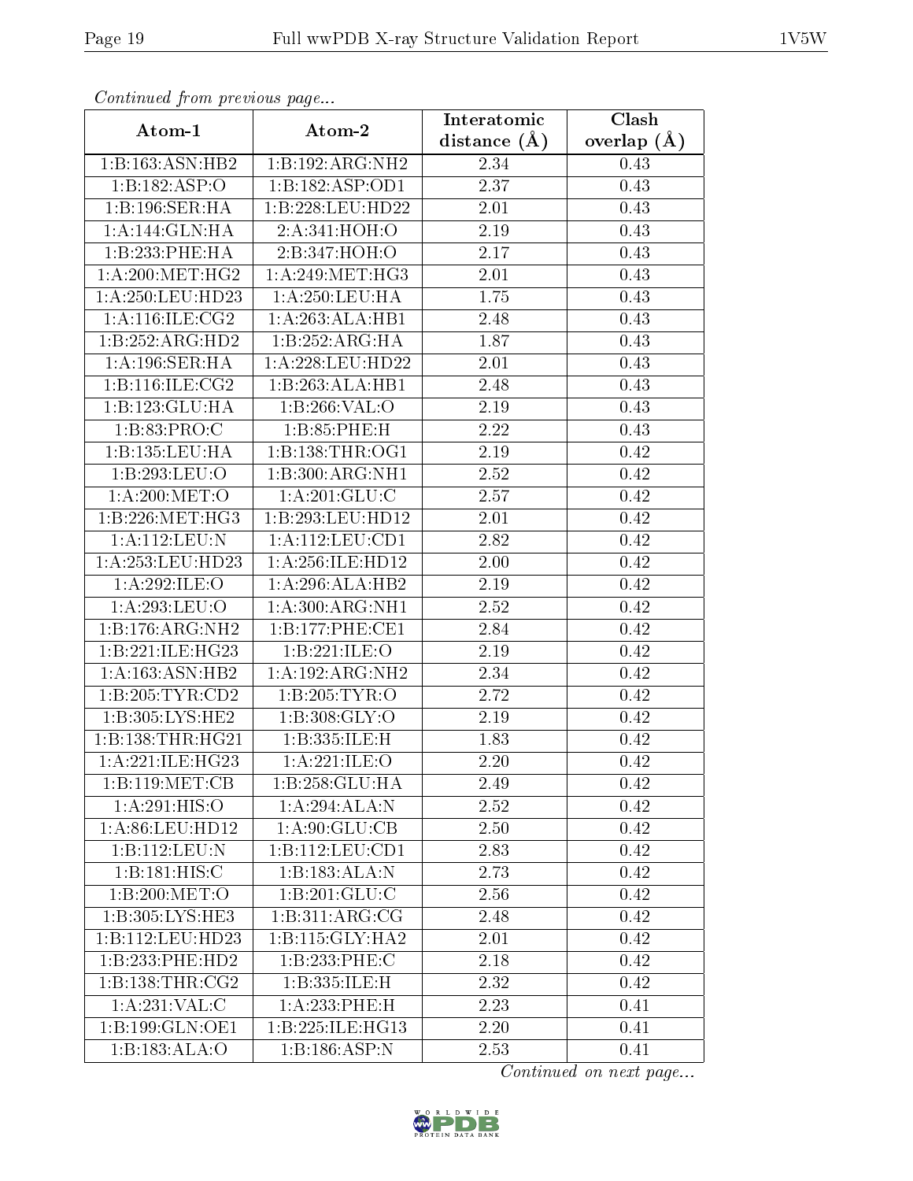*Continued from previous page...*

| Atom-1 | Atom-2 | Interatomic distance (Å) | Clash overlap (Å) |
| --- | --- | --- | --- |
| 1:B:163:ASN:HB2 | 1:B:192:ARG:NH2 | 2.34 | 0.43 |
| 1:B:182:ASP:O | 1:B:182:ASP:OD1 | 2.37 | 0.43 |
| 1:B:196:SER:HA | 1:B:228:LEU:HD22 | 2.01 | 0.43 |
| 1:A:144:GLN:HA | 2:A:341:HOH:O | 2.19 | 0.43 |
| 1:B:233:PHE:HA | 2:B:347:HOH:O | 2.17 | 0.43 |
| 1:A:200:MET:HG2 | 1:A:249:MET:HG3 | 2.01 | 0.43 |
| 1:A:250:LEU:HD23 | 1:A:250:LEU:HA | 1.75 | 0.43 |
| 1:A:116:ILE:CG2 | 1:A:263:ALA:HB1 | 2.48 | 0.43 |
| 1:B:252:ARG:HD2 | 1:B:252:ARG:HA | 1.87 | 0.43 |
| 1:A:196:SER:HA | 1:A:228:LEU:HD22 | 2.01 | 0.43 |
| 1:B:116:ILE:CG2 | 1:B:263:ALA:HB1 | 2.48 | 0.43 |
| 1:B:123:GLU:HA | 1:B:266:VAL:O | 2.19 | 0.43 |
| 1:B:83:PRO:C | 1:B:85:PHE:H | 2.22 | 0.43 |
| 1:B:135:LEU:HA | 1:B:138:THR:OG1 | 2.19 | 0.42 |
| 1:B:293:LEU:O | 1:B:300:ARG:NH1 | 2.52 | 0.42 |
| 1:A:200:MET:O | 1:A:201:GLU:C | 2.57 | 0.42 |
| 1:B:226:MET:HG3 | 1:B:293:LEU:HD12 | 2.01 | 0.42 |
| 1:A:112:LEU:N | 1:A:112:LEU:CD1 | 2.82 | 0.42 |
| 1:A:253:LEU:HD23 | 1:A:256:ILE:HD12 | 2.00 | 0.42 |
| 1:A:292:ILE:O | 1:A:296:ALA:HB2 | 2.19 | 0.42 |
| 1:A:293:LEU:O | 1:A:300:ARG:NH1 | 2.52 | 0.42 |
| 1:B:176:ARG:NH2 | 1:B:177:PHE:CE1 | 2.84 | 0.42 |
| 1:B:221:ILE:HG23 | 1:B:221:ILE:O | 2.19 | 0.42 |
| 1:A:163:ASN:HB2 | 1:A:192:ARG:NH2 | 2.34 | 0.42 |
| 1:B:205:TYR:CD2 | 1:B:205:TYR:O | 2.72 | 0.42 |
| 1:B:305:LYS:HE2 | 1:B:308:GLY:O | 2.19 | 0.42 |
| 1:B:138:THR:HG21 | 1:B:335:ILE:H | 1.83 | 0.42 |
| 1:A:221:ILE:HG23 | 1:A:221:ILE:O | 2.20 | 0.42 |
| 1:B:119:MET:CB | 1:B:258:GLU:HA | 2.49 | 0.42 |
| 1:A:291:HIS:O | 1:A:294:ALA:N | 2.52 | 0.42 |
| 1:A:86:LEU:HD12 | 1:A:90:GLU:CB | 2.50 | 0.42 |
| 1:B:112:LEU:N | 1:B:112:LEU:CD1 | 2.83 | 0.42 |
| 1:B:181:HIS:C | 1:B:183:ALA:N | 2.73 | 0.42 |
| 1:B:200:MET:O | 1:B:201:GLU:C | 2.56 | 0.42 |
| 1:B:305:LYS:HE3 | 1:B:311:ARG:CG | 2.48 | 0.42 |
| 1:B:112:LEU:HD23 | 1:B:115:GLY:HA2 | 2.01 | 0.42 |
| 1:B:233:PHE:HD2 | 1:B:233:PHE:C | 2.18 | 0.42 |
| 1:B:138:THR:CG2 | 1:B:335:ILE:H | 2.32 | 0.42 |
| 1:A:231:VAL:C | 1:A:233:PHE:H | 2.23 | 0.41 |
| 1:B:199:GLN:OE1 | 1:B:225:ILE:HG13 | 2.20 | 0.41 |
| 1:B:183:ALA:O | 1:B:186:ASP:N | 2.53 | 0.41 |

*Continued on next page...*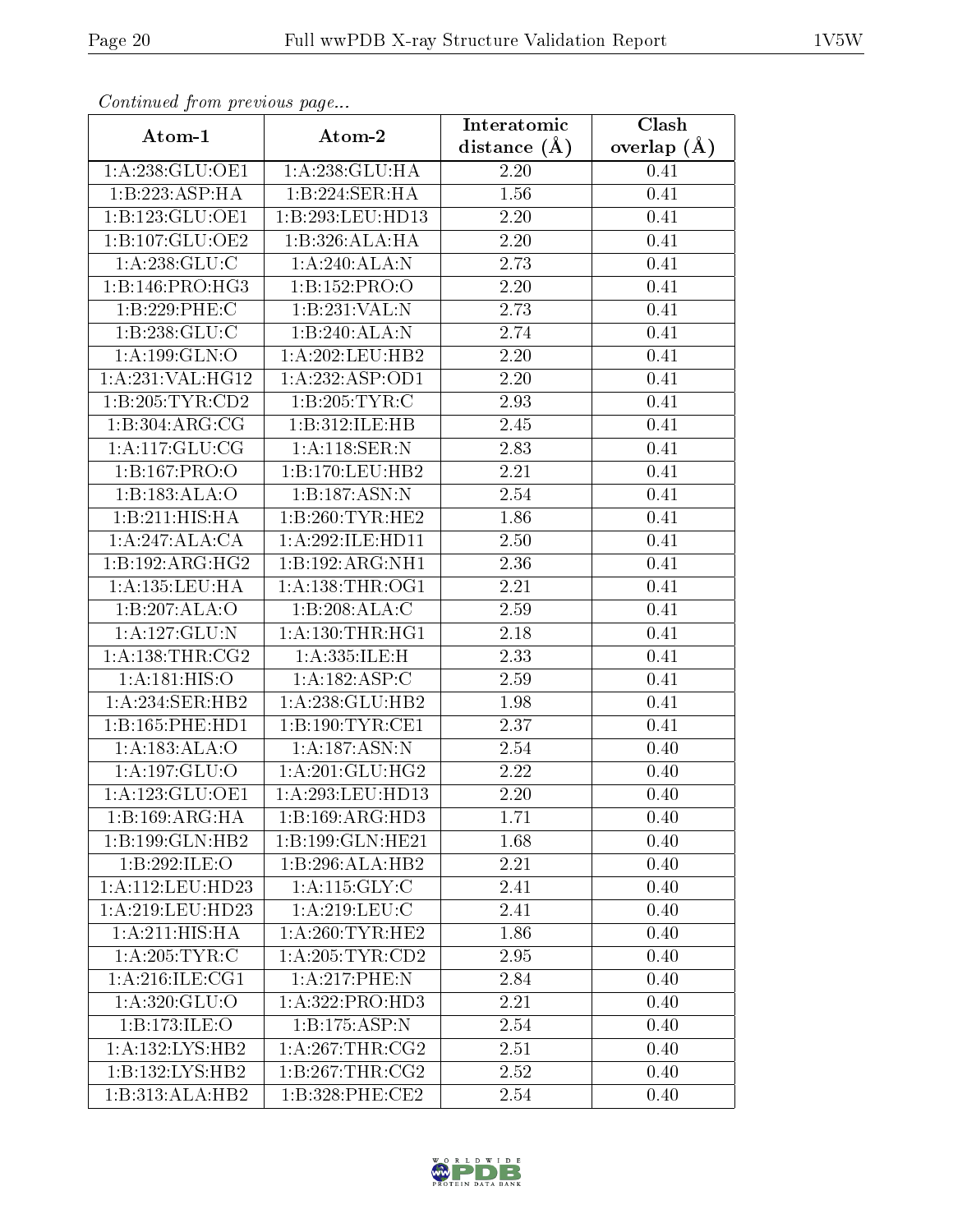*Continued from previous page...*

| Atom-1 | Atom-2 | Interatomic distance (Å) | Clash overlap (Å) |
|---|---|---|---|
| 1:A:238:GLU:OE1 | 1:A:238:GLU:HA | 2.20 | 0.41 |
| 1:B:223:ASP:HA | 1:B:224:SER:HA | 1.56 | 0.41 |
| 1:B:123:GLU:OE1 | 1:B:293:LEU:HD13 | 2.20 | 0.41 |
| 1:B:107:GLU:OE2 | 1:B:326:ALA:HA | 2.20 | 0.41 |
| 1:A:238:GLU:C | 1:A:240:ALA:N | 2.73 | 0.41 |
| 1:B:146:PRO:HG3 | 1:B:152:PRO:O | 2.20 | 0.41 |
| 1:B:229:PHE:C | 1:B:231:VAL:N | 2.73 | 0.41 |
| 1:B:238:GLU:C | 1:B:240:ALA:N | 2.74 | 0.41 |
| 1:A:199:GLN:O | 1:A:202:LEU:HB2 | 2.20 | 0.41 |
| 1:A:231:VAL:HG12 | 1:A:232:ASP:OD1 | 2.20 | 0.41 |
| 1:B:205:TYR:CD2 | 1:B:205:TYR:C | 2.93 | 0.41 |
| 1:B:304:ARG:CG | 1:B:312:ILE:HB | 2.45 | 0.41 |
| 1:A:117:GLU:CG | 1:A:118:SER:N | 2.83 | 0.41 |
| 1:B:167:PRO:O | 1:B:170:LEU:HB2 | 2.21 | 0.41 |
| 1:B:183:ALA:O | 1:B:187:ASN:N | 2.54 | 0.41 |
| 1:B:211:HIS:HA | 1:B:260:TYR:HE2 | 1.86 | 0.41 |
| 1:A:247:ALA:CA | 1:A:292:ILE:HD11 | 2.50 | 0.41 |
| 1:B:192:ARG:HG2 | 1:B:192:ARG:NH1 | 2.36 | 0.41 |
| 1:A:135:LEU:HA | 1:A:138:THR:OG1 | 2.21 | 0.41 |
| 1:B:207:ALA:O | 1:B:208:ALA:C | 2.59 | 0.41 |
| 1:A:127:GLU:N | 1:A:130:THR:HG1 | 2.18 | 0.41 |
| 1:A:138:THR:CG2 | 1:A:335:ILE:H | 2.33 | 0.41 |
| 1:A:181:HIS:O | 1:A:182:ASP:C | 2.59 | 0.41 |
| 1:A:234:SER:HB2 | 1:A:238:GLU:HB2 | 1.98 | 0.41 |
| 1:B:165:PHE:HD1 | 1:B:190:TYR:CE1 | 2.37 | 0.41 |
| 1:A:183:ALA:O | 1:A:187:ASN:N | 2.54 | 0.40 |
| 1:A:197:GLU:O | 1:A:201:GLU:HG2 | 2.22 | 0.40 |
| 1:A:123:GLU:OE1 | 1:A:293:LEU:HD13 | 2.20 | 0.40 |
| 1:B:169:ARG:HA | 1:B:169:ARG:HD3 | 1.71 | 0.40 |
| 1:B:199:GLN:HB2 | 1:B:199:GLN:HE21 | 1.68 | 0.40 |
| 1:B:292:ILE:O | 1:B:296:ALA:HB2 | 2.21 | 0.40 |
| 1:A:112:LEU:HD23 | 1:A:115:GLY:C | 2.41 | 0.40 |
| 1:A:219:LEU:HD23 | 1:A:219:LEU:C | 2.41 | 0.40 |
| 1:A:211:HIS:HA | 1:A:260:TYR:HE2 | 1.86 | 0.40 |
| 1:A:205:TYR:C | 1:A:205:TYR:CD2 | 2.95 | 0.40 |
| 1:A:216:ILE:CG1 | 1:A:217:PHE:N | 2.84 | 0.40 |
| 1:A:320:GLU:O | 1:A:322:PRO:HD3 | 2.21 | 0.40 |
| 1:B:173:ILE:O | 1:B:175:ASP:N | 2.54 | 0.40 |
| 1:A:132:LYS:HB2 | 1:A:267:THR:CG2 | 2.51 | 0.40 |
| 1:B:132:LYS:HB2 | 1:B:267:THR:CG2 | 2.52 | 0.40 |
| 1:B:313:ALA:HB2 | 1:B:328:PHE:CE2 | 2.54 | 0.40 |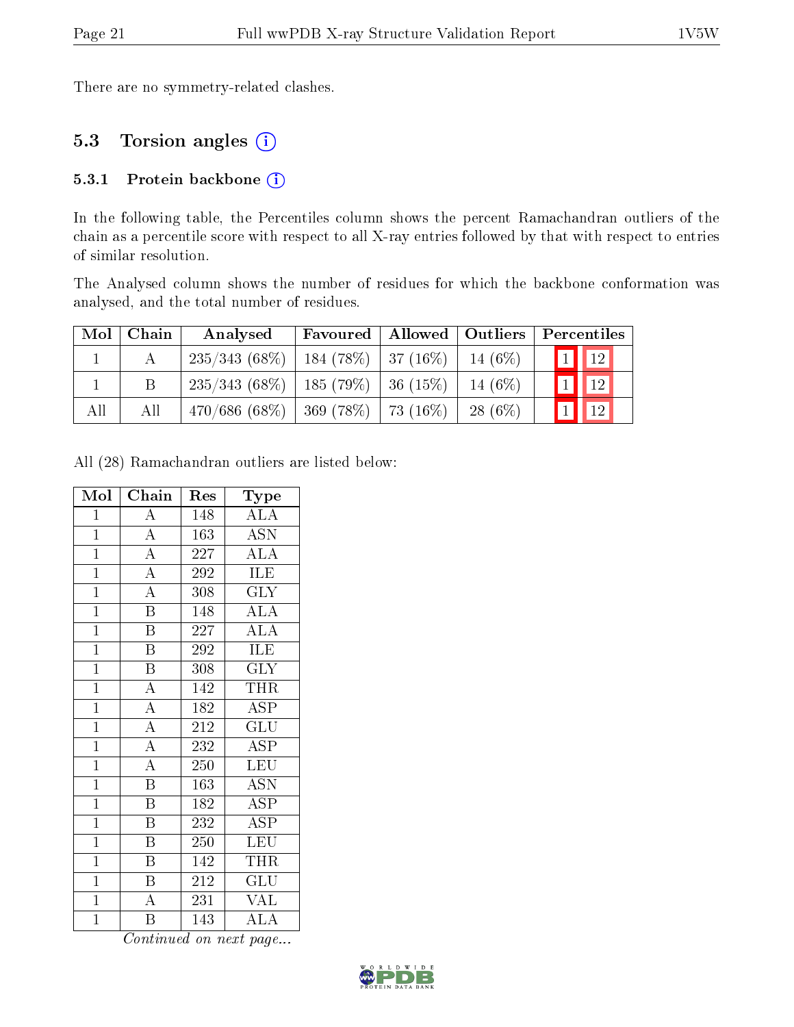There are no symmetry-related clashes.

## 5.3 Torsion angles

### 5.3.1 Protein backbone

In the following table, the Percentiles column shows the percent Ramachandran outliers of the chain as a percentile score with respect to all X-ray entries followed by that with respect to entries of similar resolution.

The Analysed column shows the number of residues for which the backbone conformation was analysed, and the total number of residues.

| Mol | Chain | Analysed | Favoured | Allowed | Outliers | Percentiles | |
|---|---|---|---|---|---|---|---|
| 1 | A | 235/343 (68%) | 184 (78%) | 37 (16%) | 14 (6%) | 1 | 12 |
| 1 | B | 235/343 (68%) | 185 (79%) | 36 (15%) | 14 (6%) | 1 | 12 |
| All | All | 470/686 (68%) | 369 (78%) | 73 (16%) | 28 (6%) | 1 | 12 |

All (28) Ramachandran outliers are listed below:

| Mol | Chain | Res | Type |
|---|---|---|---|
| 1 | A | 148 | ALA |
| 1 | A | 163 | ASN |
| 1 | A | 227 | ALA |
| 1 | A | 292 | ILE |
| 1 | A | 308 | GLY |
| 1 | B | 148 | ALA |
| 1 | B | 227 | ALA |
| 1 | B | 292 | ILE |
| 1 | B | 308 | GLY |
| 1 | A | 142 | THR |
| 1 | A | 182 | ASP |
| 1 | A | 212 | GLU |
| 1 | A | 232 | ASP |
| 1 | A | 250 | LEU |
| 1 | B | 163 | ASN |
| 1 | B | 182 | ASP |
| 1 | B | 232 | ASP |
| 1 | B | 250 | LEU |
| 1 | B | 142 | THR |
| 1 | B | 212 | GLU |
| 1 | A | 231 | VAL |
| 1 | B | 143 | ALA |

*Continued on next page...*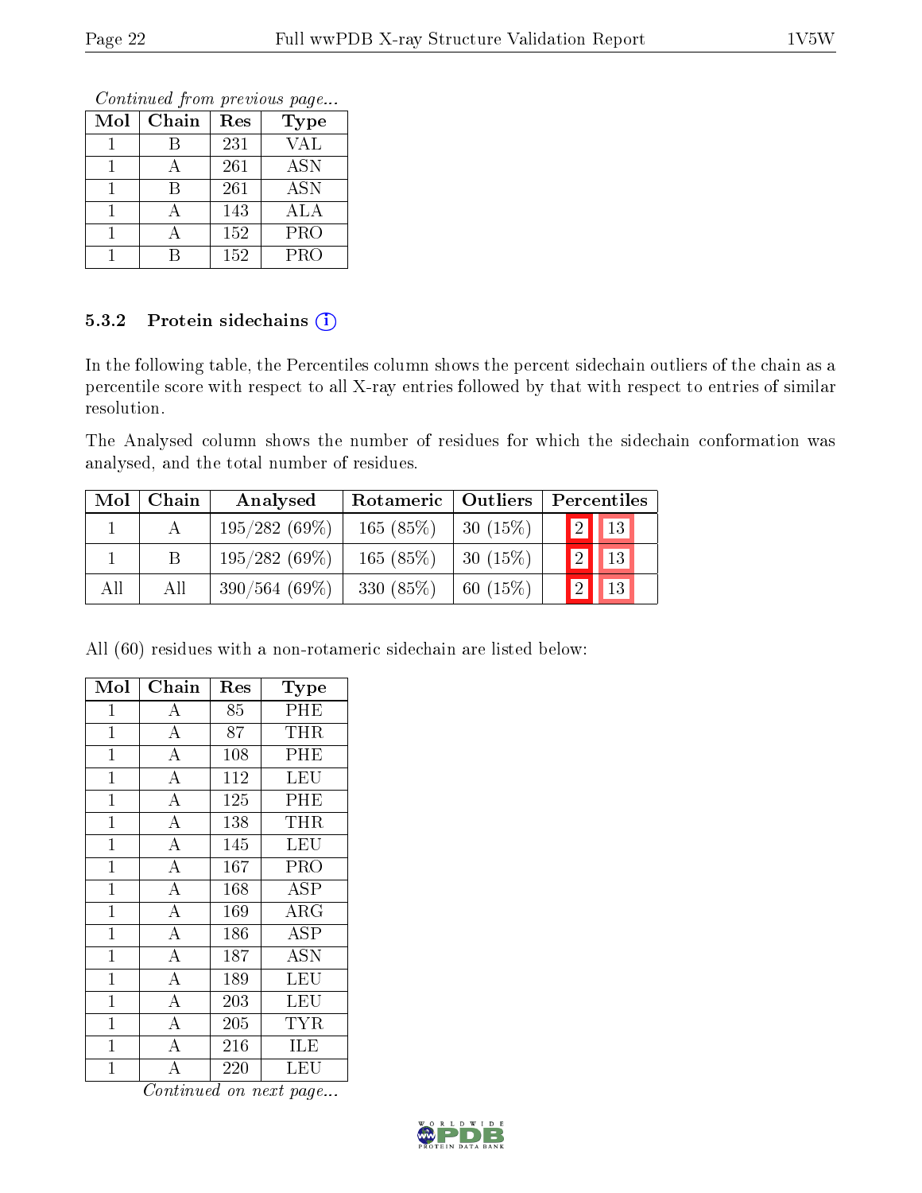*Continued from previous page...*

| Mol | Chain | Res | Type |
|---|---|---|---|
| 1 | B | 231 | VAL |
| 1 | A | 261 | ASN |
| 1 | B | 261 | ASN |
| 1 | A | 143 | ALA |
| 1 | A | 152 | PRO |
| 1 | B | 152 | PRO |

### 5.3.2 Protein sidechains

In the following table, the Percentiles column shows the percent sidechain outliers of the chain as a percentile score with respect to all X-ray entries followed by that with respect to entries of similar resolution.

The Analysed column shows the number of residues for which the sidechain conformation was analysed, and the total number of residues.

| Mol | Chain | Analysed | Rotameric | Outliers | Percentiles | |
|---|---|---|---|---|---|---|
| 1 | A | 195/282 (69%) | 165 (85%) | 30 (15%) | 2 | 13 |
| 1 | B | 195/282 (69%) | 165 (85%) | 30 (15%) | 2 | 13 |
| All | All | 390/564 (69%) | 330 (85%) | 60 (15%) | 2 | 13 |

All (60) residues with a non-rotameric sidechain are listed below:

| Mol | Chain | Res | Type |
|---|---|---|---|
| 1 | A | 85 | PHE |
| 1 | A | 87 | THR |
| 1 | A | 108 | PHE |
| 1 | A | 112 | LEU |
| 1 | A | 125 | PHE |
| 1 | A | 138 | THR |
| 1 | A | 145 | LEU |
| 1 | A | 167 | PRO |
| 1 | A | 168 | ASP |
| 1 | A | 169 | ARG |
| 1 | A | 186 | ASP |
| 1 | A | 187 | ASN |
| 1 | A | 189 | LEU |
| 1 | A | 203 | LEU |
| 1 | A | 205 | TYR |
| 1 | A | 216 | ILE |
| 1 | A | 220 | LEU |

*Continued on next page...*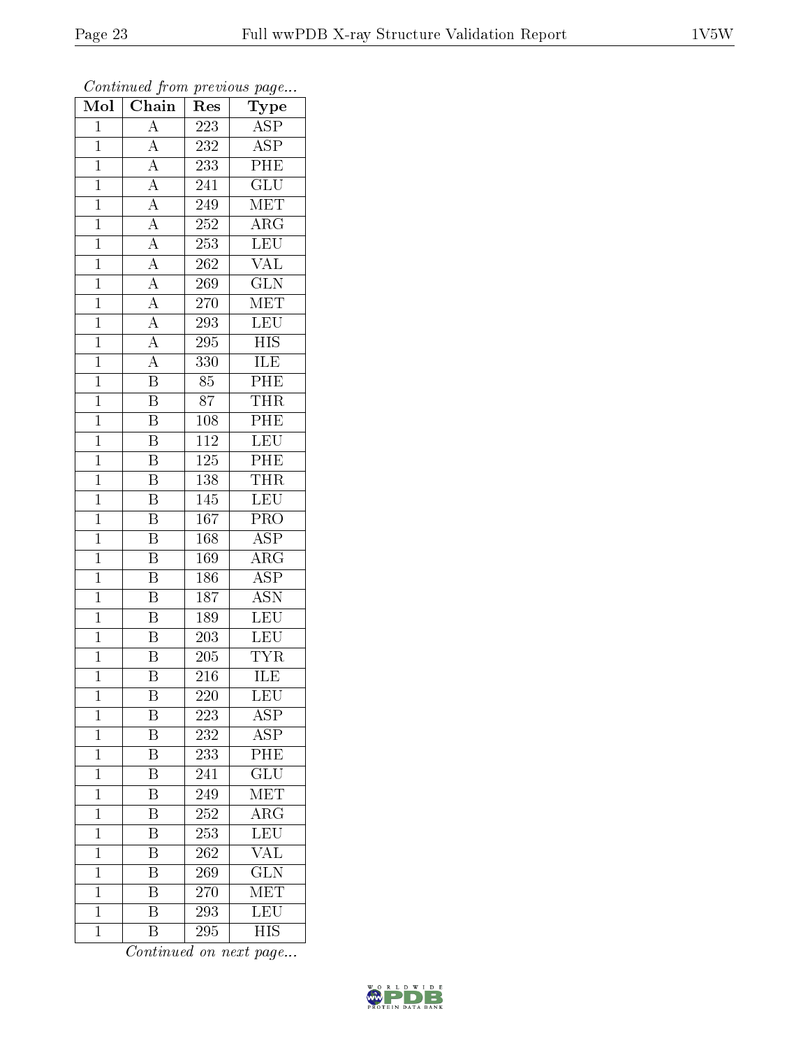*Continued from previous page...*

| Mol | Chain | Res | Type |
|---|---|---|---|
| 1 | A | 223 | ASP |
| 1 | A | 232 | ASP |
| 1 | A | 233 | PHE |
| 1 | A | 241 | GLU |
| 1 | A | 249 | MET |
| 1 | A | 252 | ARG |
| 1 | A | 253 | LEU |
| 1 | A | 262 | VAL |
| 1 | A | 269 | GLN |
| 1 | A | 270 | MET |
| 1 | A | 293 | LEU |
| 1 | A | 295 | HIS |
| 1 | A | 330 | ILE |
| 1 | B | 85 | PHE |
| 1 | B | 87 | THR |
| 1 | B | 108 | PHE |
| 1 | B | 112 | LEU |
| 1 | B | 125 | PHE |
| 1 | B | 138 | THR |
| 1 | B | 145 | LEU |
| 1 | B | 167 | PRO |
| 1 | B | 168 | ASP |
| 1 | B | 169 | ARG |
| 1 | B | 186 | ASP |
| 1 | B | 187 | ASN |
| 1 | B | 189 | LEU |
| 1 | B | 203 | LEU |
| 1 | B | 205 | TYR |
| 1 | B | 216 | ILE |
| 1 | B | 220 | LEU |
| 1 | B | 223 | ASP |
| 1 | B | 232 | ASP |
| 1 | B | 233 | PHE |
| 1 | B | 241 | GLU |
| 1 | B | 249 | MET |
| 1 | B | 252 | ARG |
| 1 | B | 253 | LEU |
| 1 | B | 262 | VAL |
| 1 | B | 269 | GLN |
| 1 | B | 270 | MET |
| 1 | B | 293 | LEU |
| 1 | B | 295 | HIS |

*Continued on next page...*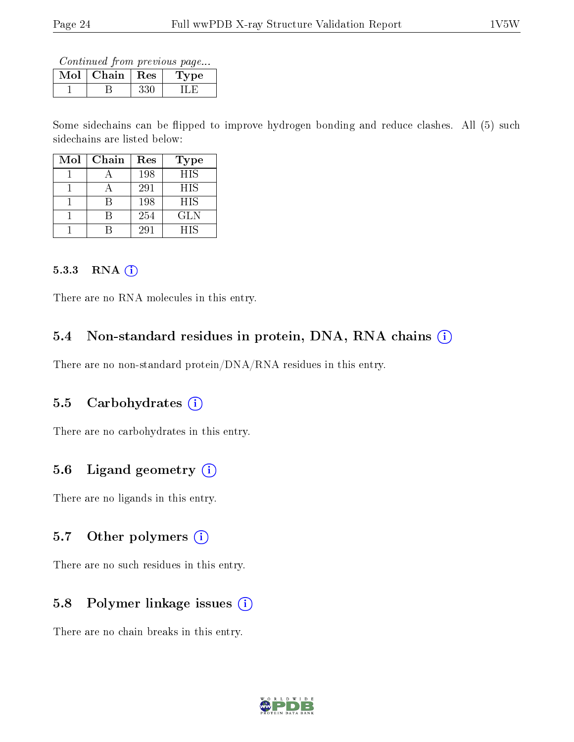*Continued from previous page...*

| Mol | Chain | Res | Type |
|---|---|---|---|
| 1 | B | 330 | ILE |

Some sidechains can be flipped to improve hydrogen bonding and reduce clashes. All (5) such sidechains are listed below:

| Mol | Chain | Res | Type |
|---|---|---|---|
| 1 | A | 198 | HIS |
| 1 | A | 291 | HIS |
| 1 | B | 198 | HIS |
| 1 | B | 254 | GLN |
| 1 | B | 291 | HIS |

#### 5.3.3 RNA

There are no RNA molecules in this entry.

### 5.4 Non-standard residues in protein, DNA, RNA chains

There are no non-standard protein/DNA/RNA residues in this entry.

### 5.5 Carbohydrates

There are no carbohydrates in this entry.

### 5.6 Ligand geometry

There are no ligands in this entry.

### 5.7 Other polymers

There are no such residues in this entry.

### 5.8 Polymer linkage issues

There are no chain breaks in this entry.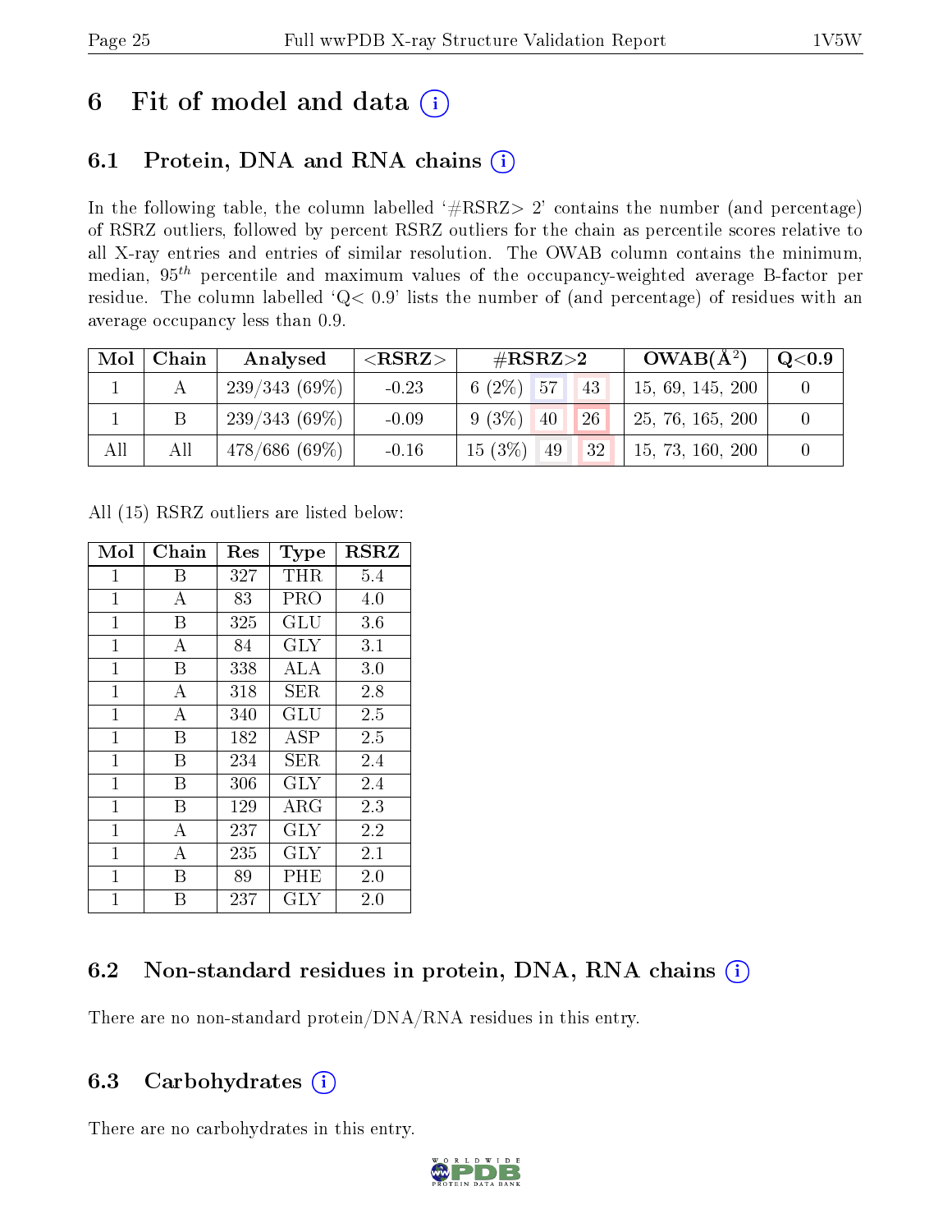# 6 Fit of model and data

## 6.1 Protein, DNA and RNA chains

In the following table, the column labelled '#RSRZ> 2' contains the number (and percentage) of RSRZ outliers, followed by percent RSRZ outliers for the chain as percentile scores relative to all X-ray entries and entries of similar resolution. The OWAB column contains the minimum, median, $95^{th}$ percentile and maximum values of the occupancy-weighted average B-factor per residue. The column labelled 'Q< 0.9' lists the number of (and percentage) of residues with an average occupancy less than 0.9.

| Mol | Chain | Analysed | <RSRZ> | #RSRZ>2 | | | OWAB(Å$^2$) | Q<0.9 |
|---|---|---|---|---|---|---|---|---|
| 1 | A | 239/343 (69%) | -0.23 | 6 (2%) | 57 | 43 | 15, 69, 145, 200 | 0 |
| 1 | B | 239/343 (69%) | -0.09 | 9 (3%) | 40 | 26 | 25, 76, 165, 200 | 0 |
| All | All | 478/686 (69%) | -0.16 | 15 (3%) | 49 | 32 | 15, 73, 160, 200 | 0 |

All (15) RSRZ outliers are listed below:

| Mol | Chain | Res | Type | RSRZ |
|---|---|---|---|---|
| 1 | B | 327 | THR | 5.4 |
| 1 | A | 83 | PRO | 4.0 |
| 1 | B | 325 | GLU | 3.6 |
| 1 | A | 84 | GLY | 3.1 |
| 1 | B | 338 | ALA | 3.0 |
| 1 | A | 318 | SER | 2.8 |
| 1 | A | 340 | GLU | 2.5 |
| 1 | B | 182 | ASP | 2.5 |
| 1 | B | 234 | SER | 2.4 |
| 1 | B | 306 | GLY | 2.4 |
| 1 | B | 129 | ARG | 2.3 |
| 1 | A | 237 | GLY | 2.2 |
| 1 | A | 235 | GLY | 2.1 |
| 1 | B | 89 | PHE | 2.0 |
| 1 | B | 237 | GLY | 2.0 |

## 6.2 Non-standard residues in protein, DNA, RNA chains

There are no non-standard protein/DNA/RNA residues in this entry.

## 6.3 Carbohydrates

There are no carbohydrates in this entry.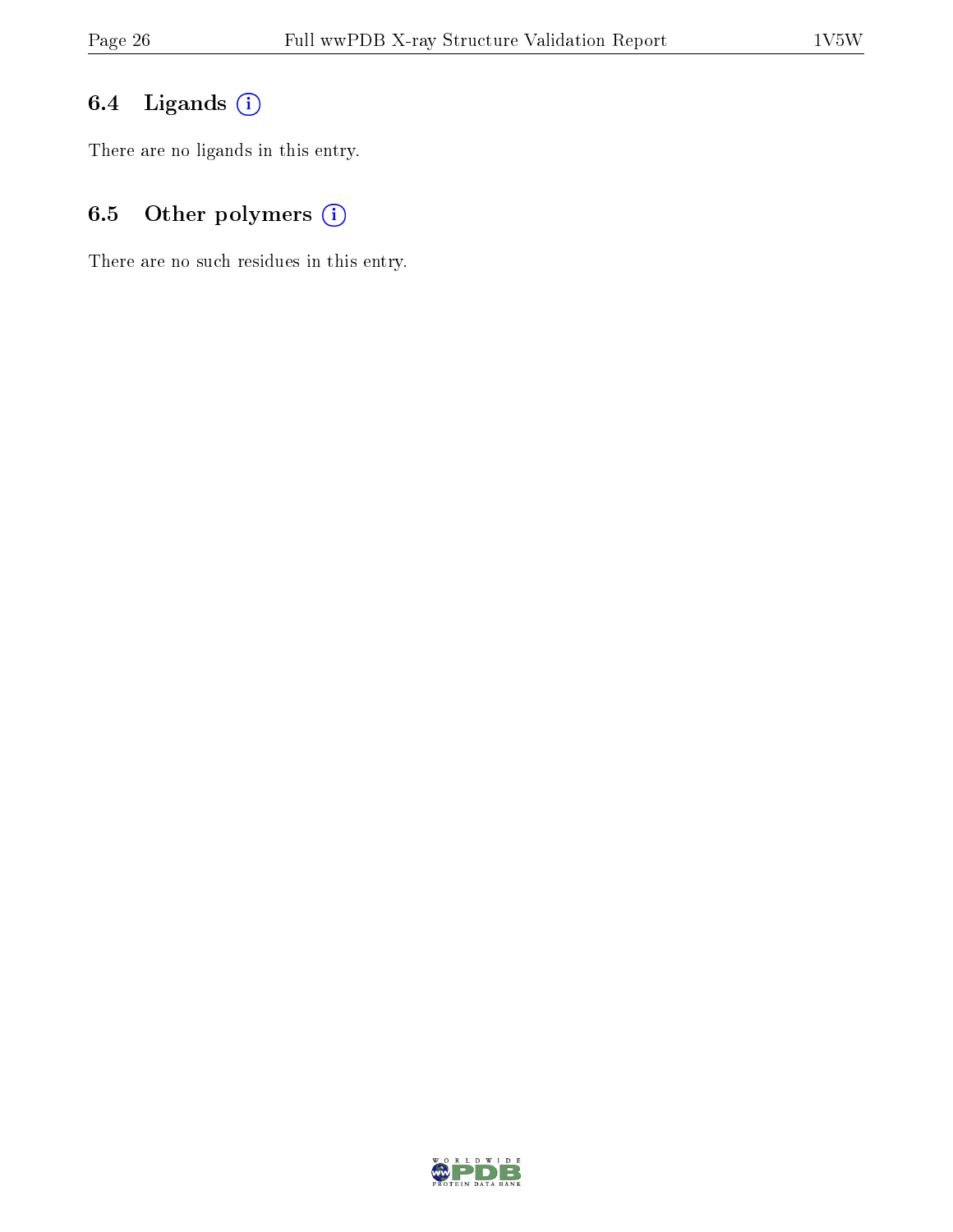### 6.4 Ligands

There are no ligands in this entry.

### 6.5 Other polymers

There are no such residues in this entry.